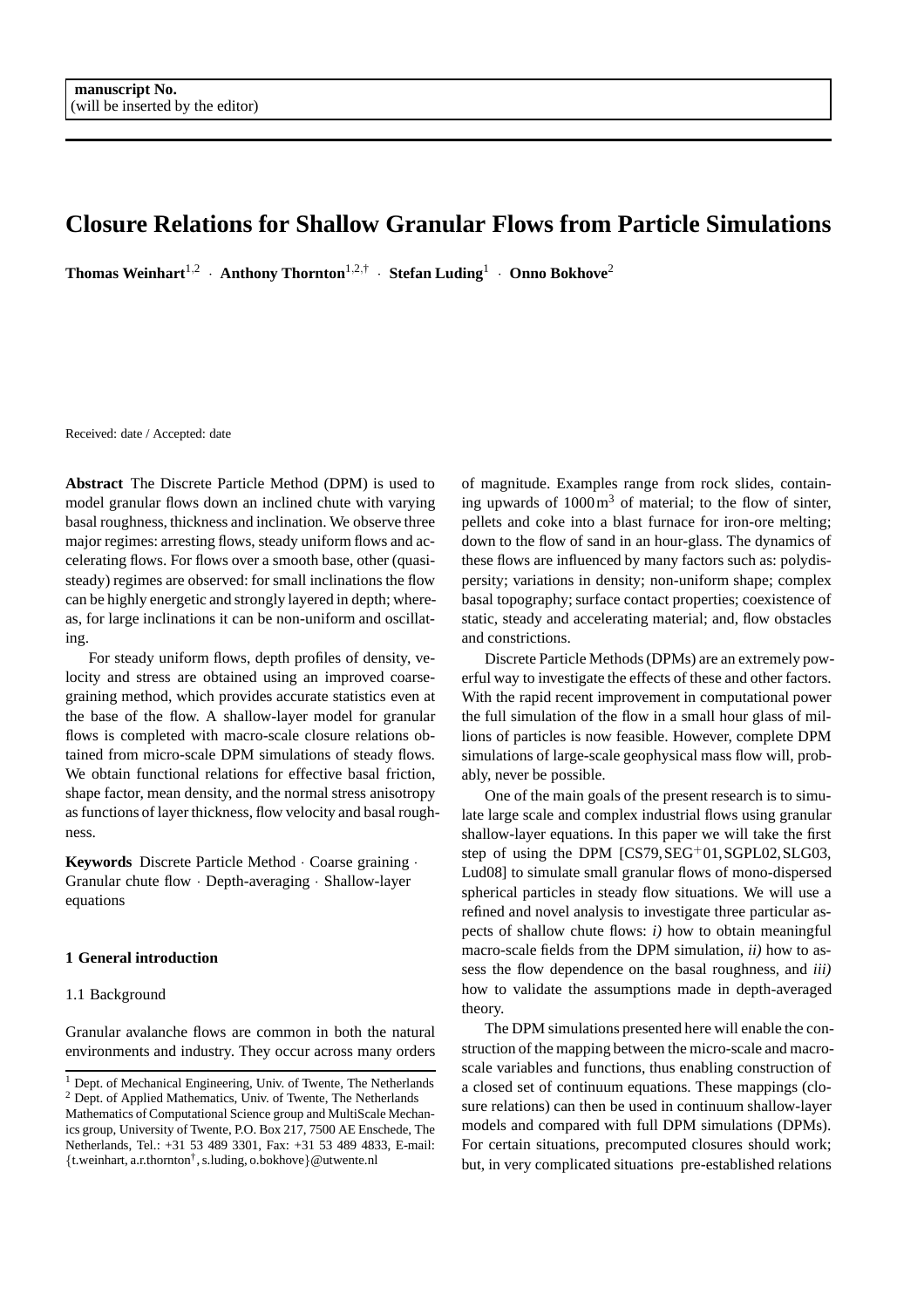manuscript No.
(will be inserted by the editor)

# Closure Relations for Shallow Granular Flows from Particle Simulations

**Thomas Weinhart**[1,2] · **Anthony Thornton**[1,2,†] · **Stefan Luding**[1] · **Onno Bokhove**[2]

Received: date / Accepted: date

**Abstract** The Discrete Particle Method (DPM) is used to model granular flows down an inclined chute with varying basal roughness, thickness and inclination. We observe three major regimes: arresting flows, steady uniform flows and accelerating flows. For flows over a smooth base, other (quasi-steady) regimes are observed: for small inclinations the flow can be highly energetic and strongly layered in depth; whereas, for large inclinations it can be non-uniform and oscillating.

For steady uniform flows, depth profiles of density, velocity and stress are obtained using an improved coarse-graining method, which provides accurate statistics even at the base of the flow. A shallow-layer model for granular flows is completed with macro-scale closure relations obtained from micro-scale DPM simulations of steady flows. We obtain functional relations for effective basal friction, shape factor, mean density, and the normal stress anisotropy as functions of layer thickness, flow velocity and basal roughness.

**Keywords** Discrete Particle Method · Coarse graining · Granular chute flow · Depth-averaging · Shallow-layer equations

## 1 General introduction

### 1.1 Background

Granular avalanche flows are common in both the natural environments and industry. They occur across many orders of magnitude. Examples range from rock slides, containing upwards of $1000\,\mathrm{m}^3$ of material; to the flow of sinter, pellets and coke into a blast furnace for iron-ore melting; down to the flow of sand in an hour-glass. The dynamics of these flows are influenced by many factors such as: polydispersity; variations in density; non-uniform shape; complex basal topography; surface contact properties; coexistence of static, steady and accelerating material; and, flow obstacles and constrictions.

Discrete Particle Methods (DPMs) are an extremely powerful way to investigate the effects of these and other factors. With the rapid recent improvement in computational power the full simulation of the flow in a small hour glass of millions of particles is now feasible. However, complete DPM simulations of large-scale geophysical mass flow will, probably, never be possible.

One of the main goals of the present research is to simulate large scale and complex industrial flows using granular shallow-layer equations. In this paper we will take the first step of using the DPM [CS79, SEG$^+$01, SGPL02, SLG03, Lud08] to simulate small granular flows of mono-dispersed spherical particles in steady flow situations. We will use a refined and novel analysis to investigate three particular aspects of shallow chute flows: *i)* how to obtain meaningful macro-scale fields from the DPM simulation, *ii)* how to assess the flow dependence on the basal roughness, and *iii)* how to validate the assumptions made in depth-averaged theory.

The DPM simulations presented here will enable the construction of the mapping between the micro-scale and macro-scale variables and functions, thus enabling construction of a closed set of continuum equations. These mappings (closure relations) can then be used in continuum shallow-layer models and compared with full DPM simulations (DPMs). For certain situations, precomputed closures should work; but, in very complicated situations pre-established relations

---

[1] Dept. of Mechanical Engineering, Univ. of Twente, The Netherlands
[2] Dept. of Applied Mathematics, Univ. of Twente, The Netherlands
Mathematics of Computational Science group and MultiScale Mechanics group, University of Twente, P.O. Box 217, 7500 AE Enschede, The Netherlands, Tel.: +31 53 489 3301, Fax: +31 53 489 4833, E-mail: {t.weinhart, a.r.thornton[†], s.luding, o.bokhove}@utwente.nl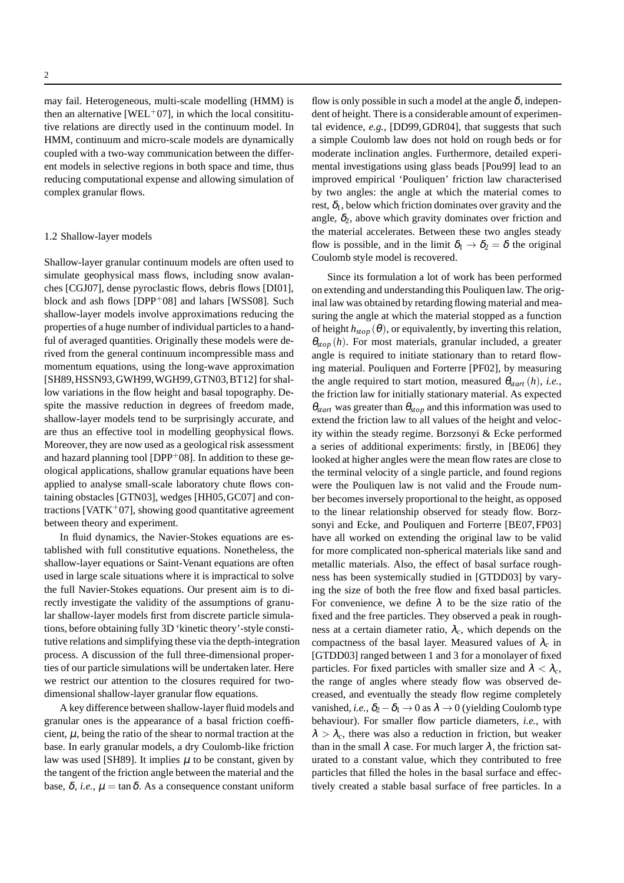may fail. Heterogeneous, multi-scale modelling (HMM) is then an alternative [WEL+07], in which the local consititutive relations are directly used in the continuum model. In HMM, continuum and micro-scale models are dynamically coupled with a two-way communication between the different models in selective regions in both space and time, thus reducing computational expense and allowing simulation of complex granular flows.

### 1.2 Shallow-layer models

Shallow-layer granular continuum models are often used to simulate geophysical mass flows, including snow avalanches [CGJ07], dense pyroclastic flows, debris flows [DI01], block and ash flows [DPP+08] and lahars [WSS08]. Such shallow-layer models involve approximations reducing the properties of a huge number of individual particles to a handful of averaged quantities. Originally these models were derived from the general continuum incompressible mass and momentum equations, using the long-wave approximation [SH89, HSSN93, GWH99, WGH99, GTN03, BT12] for shallow variations in the flow height and basal topography. Despite the massive reduction in degrees of freedom made, shallow-layer models tend to be surprisingly accurate, and are thus an effective tool in modelling geophysical flows. Moreover, they are now used as a geological risk assessment and hazard planning tool [DPP+08]. In addition to these geological applications, shallow granular equations have been applied to analyse small-scale laboratory chute flows containing obstacles [GTN03], wedges [HH05, GC07] and contractions [VATK+07], showing good quantitative agreement between theory and experiment.

In fluid dynamics, the Navier-Stokes equations are established with full constitutive equations. Nonetheless, the shallow-layer equations or Saint-Venant equations are often used in large scale situations where it is impractical to solve the full Navier-Stokes equations. Our present aim is to directly investigate the validity of the assumptions of granular shallow-layer models first from discrete particle simulations, before obtaining fully 3D 'kinetic theory'-style constitutive relations and simplifying these via the depth-integration process. A discussion of the full three-dimensional properties of our particle simulations will be undertaken later. Here we restrict our attention to the closures required for two-dimensional shallow-layer granular flow equations.

A key difference between shallow-layer fluid models and granular ones is the appearance of a basal friction coefficient, $\mu$, being the ratio of the shear to normal traction at the base. In early granular models, a dry Coulomb-like friction law was used [SH89]. It implies $\mu$ to be constant, given by the tangent of the friction angle between the material and the base, $\delta$, *i.e.*, $\mu = \tan\delta$. As a consequence constant uniform flow is only possible in such a model at the angle $\delta$, independent of height. There is a considerable amount of experimental evidence, *e.g.*, [DD99, GDR04], that suggests that such a simple Coulomb law does not hold on rough beds or for moderate inclination angles. Furthermore, detailed experimental investigations using glass beads [Pou99] lead to an improved empirical 'Pouliquen' friction law characterised by two angles: the angle at which the material comes to rest, $\delta_1$, below which friction dominates over gravity and the angle, $\delta_2$, above which gravity dominates over friction and the material accelerates. Between these two angles steady flow is possible, and in the limit $\delta_1 \to \delta_2 = \delta$ the original Coulomb style model is recovered.

Since its formulation a lot of work has been performed on extending and understanding this Pouliquen law. The original law was obtained by retarding flowing material and measuring the angle at which the material stopped as a function of height $h_{stop}(\theta)$, or equivalently, by inverting this relation, $\theta_{stop}(h)$. For most materials, granular included, a greater angle is required to initiate stationary than to retard flowing material. Pouliquen and Forterre [PF02], by measuring the angle required to start motion, measured $\theta_{start}(h)$, *i.e.*, the friction law for initially stationary material. As expected $\theta_{start}$ was greater than $\theta_{stop}$ and this information was used to extend the friction law to all values of the height and velocity within the steady regime. Borzsonyi & Ecke performed a series of additional experiments: firstly, in [BE06] they looked at higher angles were the mean flow rates are close to the terminal velocity of a single particle, and found regions were the Pouliquen law is not valid and the Froude number becomes inversely proportional to the height, as opposed to the linear relationship observed for steady flow. Borzsonyi and Ecke, and Pouliquen and Forterre [BE07, FP03] have all worked on extending the original law to be valid for more complicated non-spherical materials like sand and metallic materials. Also, the effect of basal surface roughness has been systemically studied in [GTDD03] by varying the size of both the free flow and fixed basal particles. For convenience, we define $\lambda$ to be the size ratio of the fixed and the free particles. They observed a peak in roughness at a certain diameter ratio, $\lambda_c$, which depends on the compactness of the basal layer. Measured values of $\lambda_c$ in [GTDD03] ranged between 1 and 3 for a monolayer of fixed particles. For fixed particles with smaller size and $\lambda < \lambda_c$, the range of angles where steady flow was observed decreased, and eventually the steady flow regime completely vanished, *i.e.*, $\delta_2 - \delta_1 \to 0$ as $\lambda \to 0$ (yielding Coulomb type behaviour). For smaller flow particle diameters, *i.e.*, with $\lambda > \lambda_c$, there was also a reduction in friction, but weaker than in the small $\lambda$ case. For much larger $\lambda$, the friction saturated to a constant value, which they contributed to free particles that filled the holes in the basal surface and effectively created a stable basal surface of free particles. In a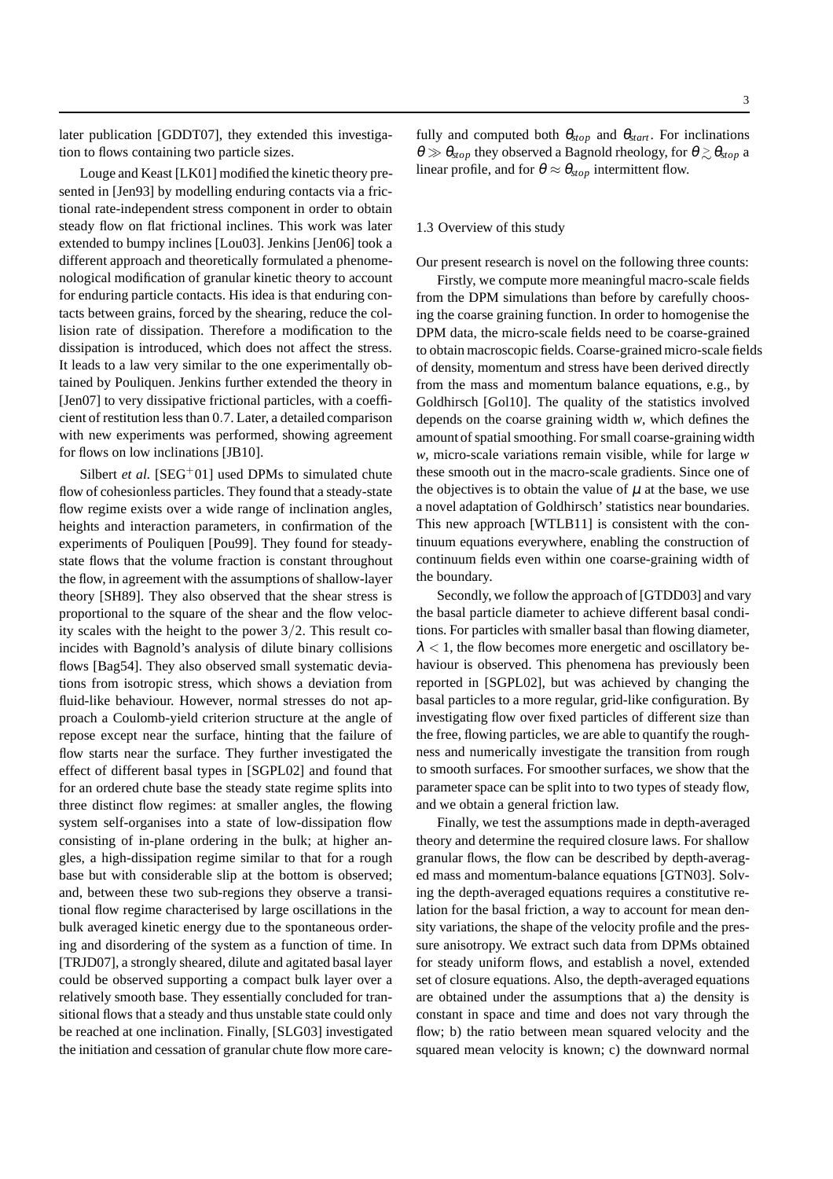later publication [GDDT07], they extended this investigation to flows containing two particle sizes.

Louge and Keast [LK01] modified the kinetic theory presented in [Jen93] by modelling enduring contacts via a frictional rate-independent stress component in order to obtain steady flow on flat frictional inclines. This work was later extended to bumpy inclines [Lou03]. Jenkins [Jen06] took a different approach and theoretically formulated a phenomenological modification of granular kinetic theory to account for enduring particle contacts. His idea is that enduring contacts between grains, forced by the shearing, reduce the collision rate of dissipation. Therefore a modification to the dissipation is introduced, which does not affect the stress. It leads to a law very similar to the one experimentally obtained by Pouliquen. Jenkins further extended the theory in [Jen07] to very dissipative frictional particles, with a coefficient of restitution less than 0.7. Later, a detailed comparison with new experiments was performed, showing agreement for flows on low inclinations [JB10].

Silbert *et al.* [SEG+01] used DPMs to simulated chute flow of cohesionless particles. They found that a steady-state flow regime exists over a wide range of inclination angles, heights and interaction parameters, in confirmation of the experiments of Pouliquen [Pou99]. They found for steady-state flows that the volume fraction is constant throughout the flow, in agreement with the assumptions of shallow-layer theory [SH89]. They also observed that the shear stress is proportional to the square of the shear and the flow velocity scales with the height to the power $3/2$. This result coincides with Bagnold's analysis of dilute binary collisions flows [Bag54]. They also observed small systematic deviations from isotropic stress, which shows a deviation from fluid-like behaviour. However, normal stresses do not approach a Coulomb-yield criterion structure at the angle of repose except near the surface, hinting that the failure of flow starts near the surface. They further investigated the effect of different basal types in [SGPL02] and found that for an ordered chute base the steady state regime splits into three distinct flow regimes: at smaller angles, the flowing system self-organises into a state of low-dissipation flow consisting of in-plane ordering in the bulk; at higher angles, a high-dissipation regime similar to that for a rough base but with considerable slip at the bottom is observed; and, between these two sub-regions they observe a transitional flow regime characterised by large oscillations in the bulk averaged kinetic energy due to the spontaneous ordering and disordering of the system as a function of time. In [TRJD07], a strongly sheared, dilute and agitated basal layer could be observed supporting a compact bulk layer over a relatively smooth base. They essentially concluded for transitional flows that a steady and thus unstable state could only be reached at one inclination. Finally, [SLG03] investigated the initiation and cessation of granular chute flow more carefully and computed both $\theta_{stop}$ and $\theta_{start}$. For inclinations $\theta \gg \theta_{stop}$ they observed a Bagnold rheology, for $\theta \gtrsim \theta_{stop}$ a linear profile, and for $\theta \approx \theta_{stop}$ intermittent flow.

### 1.3 Overview of this study

Our present research is novel on the following three counts:

Firstly, we compute more meaningful macro-scale fields from the DPM simulations than before by carefully choosing the coarse graining function. In order to homogenise the DPM data, the micro-scale fields need to be coarse-grained to obtain macroscopic fields. Coarse-grained micro-scale fields of density, momentum and stress have been derived directly from the mass and momentum balance equations, e.g., by Goldhirsch [Gol10]. The quality of the statistics involved depends on the coarse graining width $w$, which defines the amount of spatial smoothing. For small coarse-graining width $w$, micro-scale variations remain visible, while for large $w$ these smooth out in the macro-scale gradients. Since one of the objectives is to obtain the value of $\mu$ at the base, we use a novel adaptation of Goldhirsch' statistics near boundaries. This new approach [WTLB11] is consistent with the continuum equations everywhere, enabling the construction of continuum fields even within one coarse-graining width of the boundary.

Secondly, we follow the approach of [GTDD03] and vary the basal particle diameter to achieve different basal conditions. For particles with smaller basal than flowing diameter, $\lambda < 1$, the flow becomes more energetic and oscillatory behaviour is observed. This phenomena has previously been reported in [SGPL02], but was achieved by changing the basal particles to a more regular, grid-like configuration. By investigating flow over fixed particles of different size than the free, flowing particles, we are able to quantify the roughness and numerically investigate the transition from rough to smooth surfaces. For smoother surfaces, we show that the parameter space can be split into to two types of steady flow, and we obtain a general friction law.

Finally, we test the assumptions made in depth-averaged theory and determine the required closure laws. For shallow granular flows, the flow can be described by depth-averaged mass and momentum-balance equations [GTN03]. Solving the depth-averaged equations requires a constitutive relation for the basal friction, a way to account for mean density variations, the shape of the velocity profile and the pressure anisotropy. We extract such data from DPMs obtained for steady uniform flows, and establish a novel, extended set of closure equations. Also, the depth-averaged equations are obtained under the assumptions that a) the density is constant in space and time and does not vary through the flow; b) the ratio between mean squared velocity and the squared mean velocity is known; c) the downward normal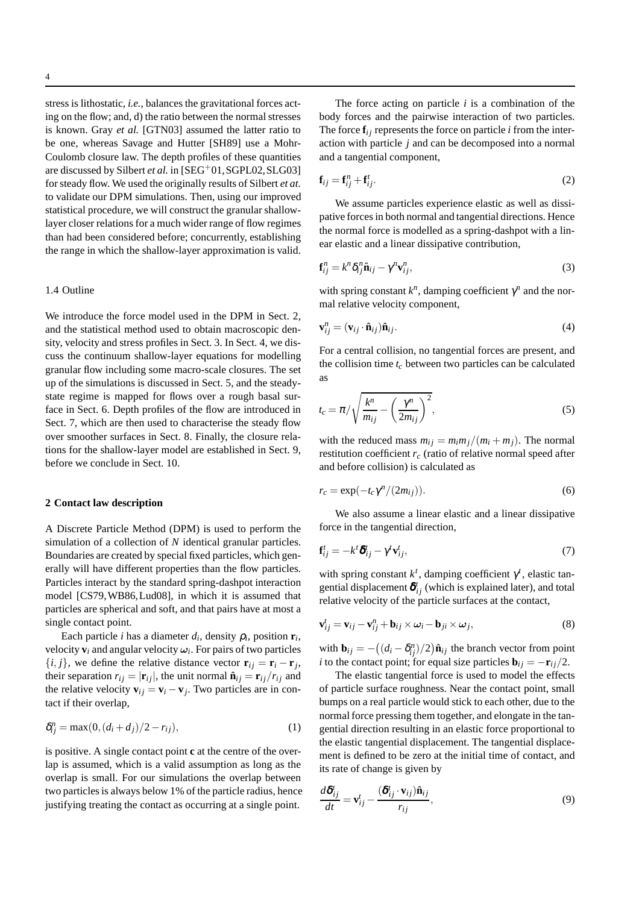stress is lithostatic, *i.e.*, balances the gravitational forces acting on the flow; and, d) the ratio between the normal stresses is known. Gray *et al.* [GTN03] assumed the latter ratio to be one, whereas Savage and Hutter [SH89] use a Mohr-Coulomb closure law. The depth profiles of these quantities are discussed by Silbert *et al.* in [SEG+01, SGPL02, SLG03] for steady flow. We used the originally results of Silbert *et at.* to validate our DPM simulations. Then, using our improved statistical procedure, we will construct the granular shallow-layer closer relations for a much wider range of flow regimes than had been considered before; concurrently, establishing the range in which the shallow-layer approximation is valid.

### 1.4 Outline

We introduce the force model used in the DPM in Sect. 2, and the statistical method used to obtain macroscopic density, velocity and stress profiles in Sect. 3. In Sect. 4, we discuss the continuum shallow-layer equations for modelling granular flow including some macro-scale closures. The set up of the simulations is discussed in Sect. 5, and the steady-state regime is mapped for flows over a rough basal surface in Sect. 6. Depth profiles of the flow are introduced in Sect. 7, which are then used to characterise the steady flow over smoother surfaces in Sect. 8. Finally, the closure relations for the shallow-layer model are established in Sect. 9, before we conclude in Sect. 10.

## 2 Contact law description

A Discrete Particle Method (DPM) is used to perform the simulation of a collection of $N$ identical granular particles. Boundaries are created by special fixed particles, which generally will have different properties than the flow particles. Particles interact by the standard spring-dashpot interaction model [CS79, WB86, Lud08], in which it is assumed that particles are spherical and soft, and that pairs have at most a single contact point.

Each particle $i$ has a diameter $d_i$, density $\rho_i$, position $\mathbf{r}_i$, velocity $\mathbf{v}_i$ and angular velocity $\omega_i$. For pairs of two particles $\{i, j\}$, we define the relative distance vector $\mathbf{r}_{ij} = \mathbf{r}_i - \mathbf{r}_j$, their separation $r_{ij} = |\mathbf{r}_{ij}|$, the unit normal $\hat{\mathbf{n}}_{ij} = \mathbf{r}_{ij}/r_{ij}$ and the relative velocity $\mathbf{v}_{ij} = \mathbf{v}_i - \mathbf{v}_j$. Two particles are in contact if their overlap,

$$\delta_{ij}^n = \max(0, (d_i + d_j)/2 - r_{ij}), \tag{1}$$

is positive. A single contact point $\mathbf{c}$ at the centre of the overlap is assumed, which is a valid assumption as long as the overlap is small. For our simulations the overlap between two particles is always below 1% of the particle radius, hence justifying treating the contact as occurring at a single point.

The force acting on particle $i$ is a combination of the body forces and the pairwise interaction of two particles. The force $\mathbf{f}_{ij}$ represents the force on particle $i$ from the interaction with particle $j$ and can be decomposed into a normal and a tangential component,

$$\mathbf{f}_{ij} = \mathbf{f}_{ij}^n + \mathbf{f}_{ij}^t. \tag{2}$$

We assume particles experience elastic as well as dissipative forces in both normal and tangential directions. Hence the normal force is modelled as a spring-dashpot with a linear elastic and a linear dissipative contribution,

$$\mathbf{f}_{ij}^n = k^n \delta_{ij}^n \hat{\mathbf{n}}_{ij} - \gamma^n \mathbf{v}_{ij}^n, \tag{3}$$

with spring constant $k^n$, damping coefficient $\gamma^n$ and the normal relative velocity component,

$$\mathbf{v}_{ij}^n = (\mathbf{v}_{ij} \cdot \hat{\mathbf{n}}_{ij})\hat{\mathbf{n}}_{ij}. \tag{4}$$

For a central collision, no tangential forces are present, and the collision time $t_c$ between two particles can be calculated as

$$t_c = \pi \Big/ \sqrt{\frac{k^n}{m_{ij}} - \left(\frac{\gamma^n}{2m_{ij}}\right)^2}, \tag{5}$$

with the reduced mass $m_{ij} = m_i m_j/(m_i + m_j)$. The normal restitution coefficient $r_c$ (ratio of relative normal speed after and before collision) is calculated as

$$r_c = \exp(-t_c \gamma^n/(2m_{ij})). \tag{6}$$

We also assume a linear elastic and a linear dissipative force in the tangential direction,

$$\mathbf{f}_{ij}^t = -k^t \boldsymbol{\delta}_{ij}^t - \gamma^t \mathbf{v}_{ij}^t, \tag{7}$$

with spring constant $k^t$, damping coefficient $\gamma^t$, elastic tangential displacement $\boldsymbol{\delta}_{ij}^t$ (which is explained later), and total relative velocity of the particle surfaces at the contact,

$$\mathbf{v}_{ij}^t = \mathbf{v}_{ij} - \mathbf{v}_{ij}^n + \mathbf{b}_{ij} \times \omega_i - \mathbf{b}_{ji} \times \omega_j, \tag{8}$$

with $\mathbf{b}_{ij} = -\big((d_i - \delta_{ij}^n)/2\big)\hat{\mathbf{n}}_{ij}$ the branch vector from point $i$ to the contact point; for equal size particles $\mathbf{b}_{ij} = -\mathbf{r}_{ij}/2$.

The elastic tangential force is used to model the effects of particle surface roughness. Near the contact point, small bumps on a real particle would stick to each other, due to the normal force pressing them together, and elongate in the tangential direction resulting in an elastic force proportional to the elastic tangential displacement. The tangential displacement is defined to be zero at the initial time of contact, and its rate of change is given by

$$\frac{d\boldsymbol{\delta}_{ij}^t}{dt} = \mathbf{v}_{ij}^t - \frac{(\boldsymbol{\delta}_{ij}^t \cdot \mathbf{v}_{ij})\hat{\mathbf{n}}_{ij}}{r_{ij}}, \tag{9}$$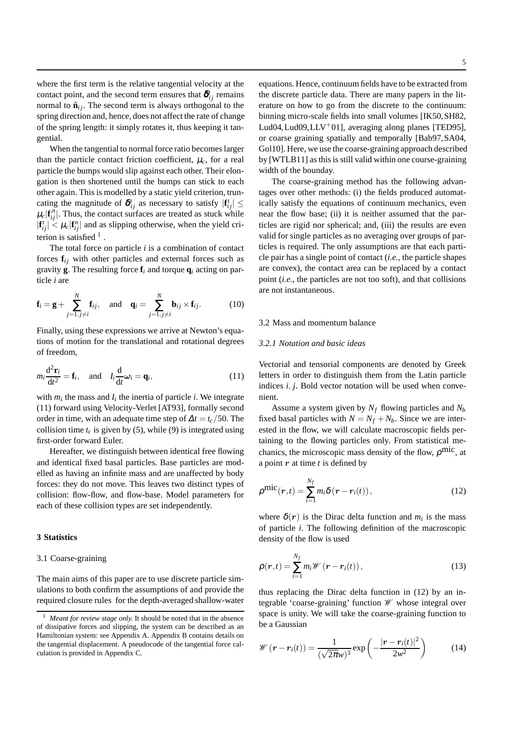where the first term is the relative tangential velocity at the contact point, and the second term ensures that $\boldsymbol{\delta}^t_{ij}$ remains normal to $\hat{\mathbf{n}}_{ij}$. The second term is always orthogonal to the spring direction and, hence, does not affect the rate of change of the spring length: it simply rotates it, thus keeping it tangential.

When the tangential to normal force ratio becomes larger than the particle contact friction coefficient, $\mu_c$, for a real particle the bumps would slip against each other. Their elongation is then shortened until the bumps can stick to each other again. This is modelled by a static yield criterion, truncating the magnitude of $\boldsymbol{\delta}^t_{ij}$ as necessary to satisfy $|\mathbf{f}^t_{ij}| \leq \mu_c |\mathbf{f}^n_{ij}|$. Thus, the contact surfaces are treated as stuck while $|\mathbf{f}^t_{ij}| < \mu_c |\mathbf{f}^n_{ij}|$ and as slipping otherwise, when the yield criterion is satisfied [1].

The total force on particle $i$ is a combination of contact forces $\mathbf{f}_{ij}$ with other particles and external forces such as gravity $\mathbf{g}$. The resulting force $\mathbf{f}_i$ and torque $\mathbf{q}_i$ acting on particle $i$ are

$$\mathbf{f}_i = \mathbf{g} + \sum_{j=1, j\neq i}^{N} \mathbf{f}_{ij}, \quad \text{and} \quad \mathbf{q}_i = \sum_{j=1, j\neq i}^{N} \mathbf{b}_{ij} \times \mathbf{f}_{ij}. \tag{10}$$

Finally, using these expressions we arrive at Newton's equations of motion for the translational and rotational degrees of freedom,

$$m_i \frac{\mathrm{d}^2 \mathbf{r}_i}{\mathrm{d}t^2} = \mathbf{f}_i, \quad \text{and} \quad I_i \frac{\mathrm{d}}{\mathrm{d}t}\omega_i = \mathbf{q}_i, \tag{11}$$

with $m_i$ the mass and $I_i$ the inertia of particle $i$. We integrate (11) forward using Velocity-Verlet [AT93], formally second order in time, with an adequate time step of $\Delta t = t_c/50$. The collision time $t_c$ is given by (5), while (9) is integrated using first-order forward Euler.

Hereafter, we distinguish between identical free flowing and identical fixed basal particles. Base particles are modelled as having an infinite mass and are unaffected by body forces: they do not move. This leaves two distinct types of collision: flow-flow, and flow-base. Model parameters for each of these collision types are set independently.

## 3 Statistics

### 3.1 Coarse-graining

The main aims of this paper are to use discrete particle simulations to both confirm the assumptions of and provide the required closure rules for the depth-averaged shallow-water equations. Hence, continuum fields have to be extracted from the discrete particle data. There are many papers in the literature on how to go from the discrete to the continuum: binning micro-scale fields into small volumes [IK50, SH82, Lud04, Lud09, LLV+01], averaging along planes [TED95], or coarse graining spatially and temporally [Bab97, SA04, Gol10]. Here, we use the coarse-graining approach described by [WTLB11] as this is still valid within one course-graining width of the bounday.

The coarse-graining method has the following advantages over other methods: (i) the fields produced automatically satisfy the equations of continuum mechanics, even near the flow base; (ii) it is neither assumed that the particles are rigid nor spherical; and, (iii) the results are even valid for single particles as no averaging over groups of particles is required. The only assumptions are that each particle pair has a single point of contact (*i.e.*, the particle shapes are convex), the contact area can be replaced by a contact point (*i.e.*, the particles are not too soft), and that collisions are not instantaneous.

### 3.2 Mass and momentum balance

#### *3.2.1 Notation and basic ideas*

Vectorial and tensorial components are denoted by Greek letters in order to distinguish them from the Latin particle indices $i, j$. Bold vector notation will be used when convenient.

Assume a system given by $N_f$ flowing particles and $N_b$ fixed basal particles with $N = N_f + N_b$. Since we are interested in the flow, we will calculate macroscopic fields pertaining to the flowing particles only. From statistical mechanics, the microscopic mass density of the flow, $\rho^{\text{mic}}$, at a point $\boldsymbol{r}$ at time $t$ is defined by

$$\rho^{\text{mic}}(\boldsymbol{r},t) = \sum_{i=1}^{N_f} m_i \delta\left(\boldsymbol{r} - \boldsymbol{r}_i(t)\right), \tag{12}$$

where $\delta(\boldsymbol{r})$ is the Dirac delta function and $m_i$ is the mass of particle $i$. The following definition of the macroscopic density of the flow is used

$$\rho(\boldsymbol{r},t) = \sum_{i=1}^{N_f} m_i \mathscr{W}\left(\boldsymbol{r} - \boldsymbol{r}_i(t)\right), \tag{13}$$

thus replacing the Dirac delta function in (12) by an integrable 'coarse-graining' function $\mathscr{W}$ whose integral over space is unity. We will take the coarse-graining function to be a Gaussian

$$\mathscr{W}\left(\boldsymbol{r} - \boldsymbol{r}_i(t)\right) = \frac{1}{(\sqrt{2\pi}w)^3} \exp\left(-\frac{|\boldsymbol{r} - \boldsymbol{r}_i(t)|^2}{2w^2}\right) \tag{14}$$

[1] *Meant for review stage only.* It should be noted that in the absence of dissipative forces and slipping, the system can be described as an Hamiltonian system: see Appendix A. Appendix B contains details on the tangential displacement. A pseudocode of the tangential force calculation is provided in Appendix C.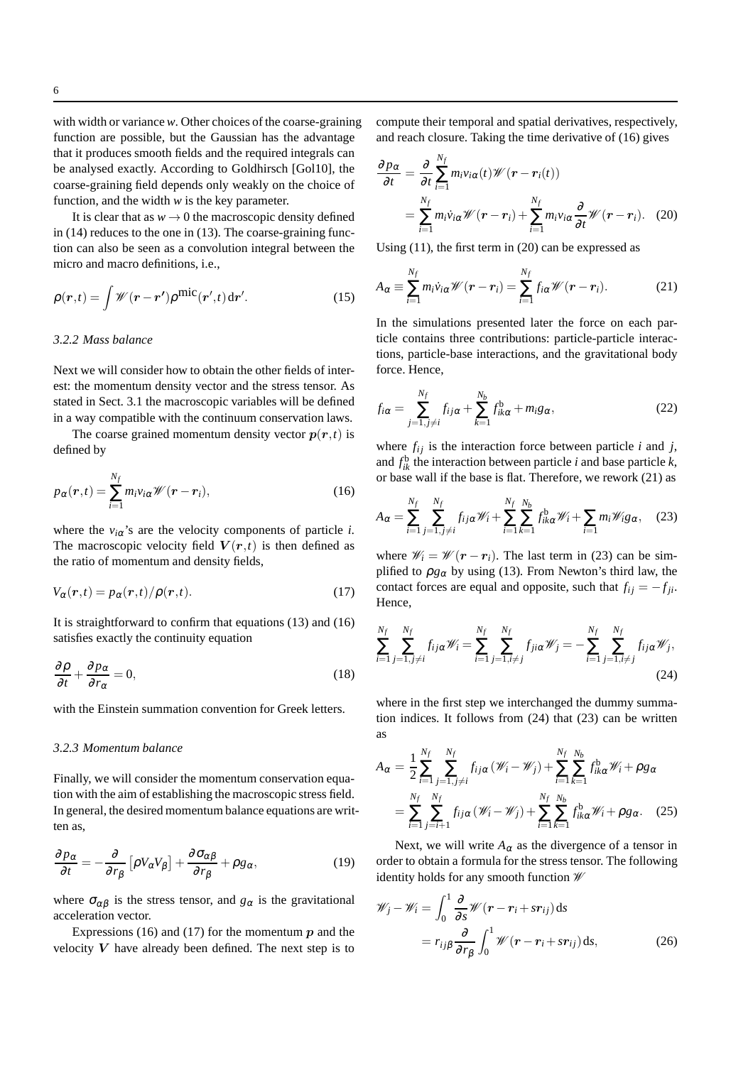with width or variance $w$. Other choices of the coarse-graining function are possible, but the Gaussian has the advantage that it produces smooth fields and the required integrals can be analysed exactly. According to Goldhirsch [Gol10], the coarse-graining field depends only weakly on the choice of function, and the width $w$ is the key parameter.

It is clear that as $w \to 0$ the macroscopic density defined in (14) reduces to the one in (13). The coarse-graining function can also be seen as a convolution integral between the micro and macro definitions, i.e.,

$$\rho(\boldsymbol{r},t) = \int \mathscr{W}(\boldsymbol{r}-\boldsymbol{r}')\rho^{\mathrm{mic}}(\boldsymbol{r}',t)\,\mathrm{d}\boldsymbol{r}'. \tag{15}$$

### 3.2.2 Mass balance

Next we will consider how to obtain the other fields of interest: the momentum density vector and the stress tensor. As stated in Sect. 3.1 the macroscopic variables will be defined in a way compatible with the continuum conservation laws.

The coarse grained momentum density vector $\boldsymbol{p}(\boldsymbol{r},t)$ is defined by

$$p_\alpha(\boldsymbol{r},t) = \sum_{i=1}^{N_f} m_i v_{i\alpha} \mathscr{W}(\boldsymbol{r}-\boldsymbol{r}_i), \tag{16}$$

where the $v_{i\alpha}$'s are the velocity components of particle $i$. The macroscopic velocity field $\boldsymbol{V}(\boldsymbol{r},t)$ is then defined as the ratio of momentum and density fields,

$$V_\alpha(\boldsymbol{r},t) = p_\alpha(\boldsymbol{r},t)/\rho(\boldsymbol{r},t). \tag{17}$$

It is straightforward to confirm that equations (13) and (16) satisfies exactly the continuity equation

$$\frac{\partial \rho}{\partial t} + \frac{\partial p_\alpha}{\partial r_\alpha} = 0, \tag{18}$$

with the Einstein summation convention for Greek letters.

### 3.2.3 Momentum balance

Finally, we will consider the momentum conservation equation with the aim of establishing the macroscopic stress field. In general, the desired momentum balance equations are written as,

$$\frac{\partial p_\alpha}{\partial t} = -\frac{\partial}{\partial r_\beta}\left[\rho V_\alpha V_\beta\right] + \frac{\partial \sigma_{\alpha\beta}}{\partial r_\beta} + \rho g_\alpha, \tag{19}$$

where $\sigma_{\alpha\beta}$ is the stress tensor, and $g_\alpha$ is the gravitational acceleration vector.

Expressions (16) and (17) for the momentum $\boldsymbol{p}$ and the velocity $\boldsymbol{V}$ have already been defined. The next step is to compute their temporal and spatial derivatives, respectively, and reach closure. Taking the time derivative of (16) gives

$$\begin{aligned}\frac{\partial p_\alpha}{\partial t} &= \frac{\partial}{\partial t}\sum_{i=1}^{N_f} m_i v_{i\alpha}(t)\mathscr{W}(\boldsymbol{r}-\boldsymbol{r}_i(t)) \\ &= \sum_{i=1}^{N_f} m_i \dot{v}_{i\alpha}\mathscr{W}(\boldsymbol{r}-\boldsymbol{r}_i) + \sum_{i=1}^{N_f} m_i v_{i\alpha}\frac{\partial}{\partial t}\mathscr{W}(\boldsymbol{r}-\boldsymbol{r}_i). \end{aligned} \tag{20}$$

Using (11), the first term in (20) can be expressed as

$$A_\alpha \equiv \sum_{i=1}^{N_f} m_i \dot{v}_{i\alpha}\mathscr{W}(\boldsymbol{r}-\boldsymbol{r}_i) = \sum_{i=1}^{N_f} f_{i\alpha}\mathscr{W}(\boldsymbol{r}-\boldsymbol{r}_i). \tag{21}$$

In the simulations presented later the force on each particle contains three contributions: particle-particle interactions, particle-base interactions, and the gravitational body force. Hence,

$$f_{i\alpha} = \sum_{j=1, j\neq i}^{N_f} f_{ij\alpha} + \sum_{k=1}^{N_b} f^{\mathrm{b}}_{ik\alpha} + m_i g_\alpha, \tag{22}$$

where $f_{ij}$ is the interaction force between particle $i$ and $j$, and $f^{\mathrm{b}}_{ik}$ the interaction between particle $i$ and base particle $k$, or base wall if the base is flat. Therefore, we rework (21) as

$$A_\alpha = \sum_{i=1}^{N_f}\sum_{j=1,j\neq i}^{N_f} f_{ij\alpha}\mathscr{W}_i + \sum_{i=1}^{N_f}\sum_{k=1}^{N_b} f^{\mathrm{b}}_{ik\alpha}\mathscr{W}_i + \sum_{i=1} m_i \mathscr{W}_i g_\alpha, \tag{23}$$

where $\mathscr{W}_i = \mathscr{W}(\boldsymbol{r}-\boldsymbol{r}_i)$. The last term in (23) can be simplified to $\rho g_\alpha$ by using (13). From Newton's third law, the contact forces are equal and opposite, such that $f_{ij} = -f_{ji}$. Hence,

$$\sum_{i=1}^{N_f}\sum_{j=1,j\neq i}^{N_f} f_{ij\alpha}\mathscr{W}_i = \sum_{i=1}^{N_f}\sum_{j=1,i\neq j}^{N_f} f_{ji\alpha}\mathscr{W}_j = -\sum_{i=1}^{N_f}\sum_{j=1,i\neq j}^{N_f} f_{ij\alpha}\mathscr{W}_j, \tag{24}$$

where in the first step we interchanged the dummy summation indices. It follows from (24) that (23) can be written as

$$\begin{aligned} A_\alpha &= \frac{1}{2}\sum_{i=1}^{N_f}\sum_{j=1,j\neq i}^{N_f} f_{ij\alpha}(\mathscr{W}_i - \mathscr{W}_j) + \sum_{i=1}^{N_f}\sum_{k=1}^{N_b} f^{\mathrm{b}}_{ik\alpha}\mathscr{W}_i + \rho g_\alpha \\ &= \sum_{i=1}^{N_f}\sum_{j=i+1}^{N_f} f_{ij\alpha}(\mathscr{W}_i - \mathscr{W}_j) + \sum_{i=1}^{N_f}\sum_{k=1}^{N_b} f^{\mathrm{b}}_{ik\alpha}\mathscr{W}_i + \rho g_\alpha. \end{aligned} \tag{25}$$

Next, we will write $A_\alpha$ as the divergence of a tensor in order to obtain a formula for the stress tensor. The following identity holds for any smooth function $\mathscr{W}$

$$\begin{aligned}\mathscr{W}_j - \mathscr{W}_i &= \int_0^1 \frac{\partial}{\partial s}\mathscr{W}(\boldsymbol{r}-\boldsymbol{r}_i + s\boldsymbol{r}_{ij})\,\mathrm{d}s \\ &= r_{ij\beta}\frac{\partial}{\partial r_\beta}\int_0^1 \mathscr{W}(\boldsymbol{r}-\boldsymbol{r}_i + s\boldsymbol{r}_{ij})\,\mathrm{d}s, \end{aligned} \tag{26}$$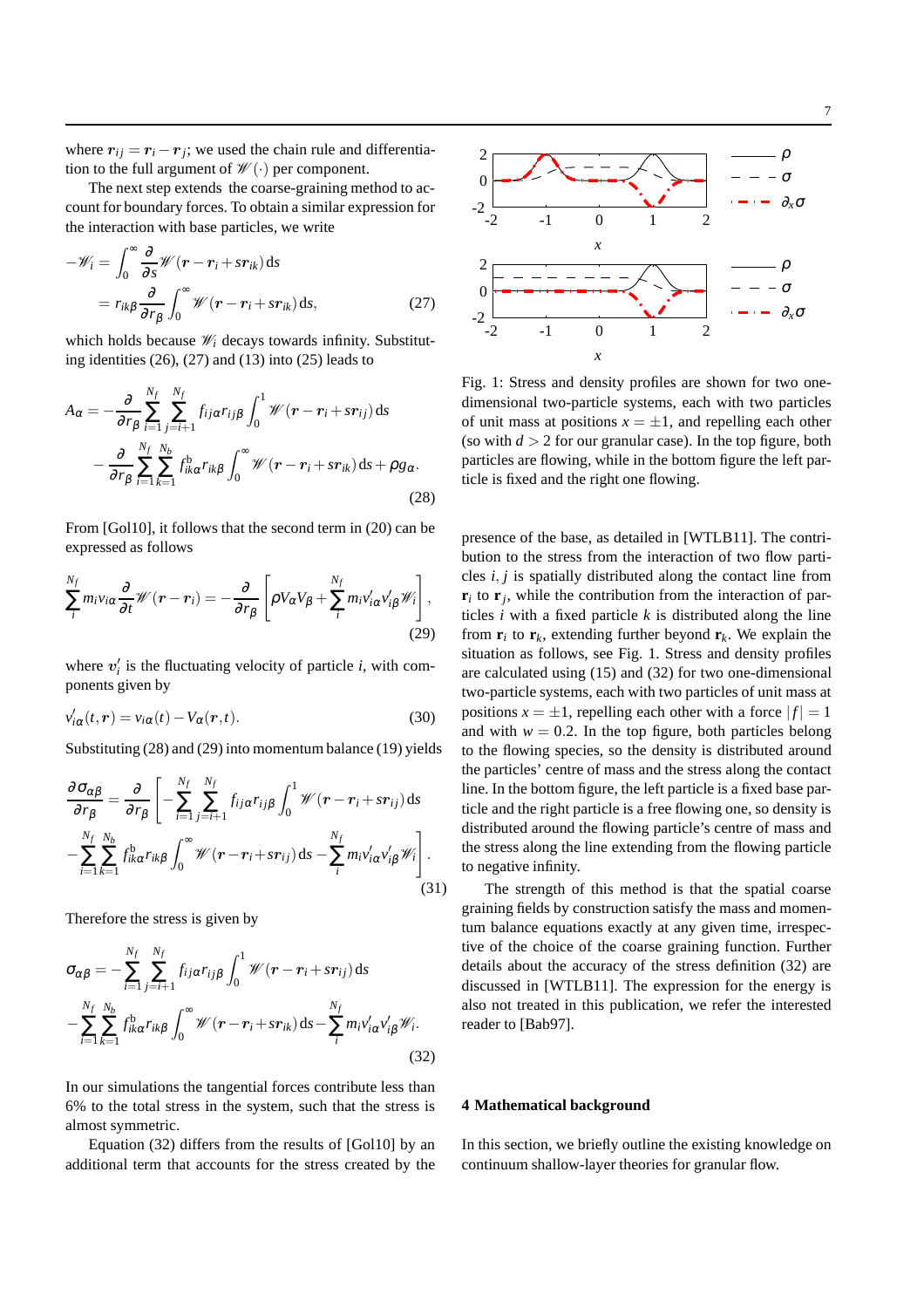where $\boldsymbol{r}_{ij} = \boldsymbol{r}_i - \boldsymbol{r}_j$; we used the chain rule and differentiation to the full argument of $\mathscr{W}(\cdot)$ per component.

The next step extends the coarse-graining method to account for boundary forces. To obtain a similar expression for the interaction with base particles, we write

$$
\begin{aligned}
-\mathscr{W}_i &= \int_0^\infty \frac{\partial}{\partial s}\mathscr{W}(\boldsymbol{r}-\boldsymbol{r}_i+s\boldsymbol{r}_{ik})\,\mathrm{d}s \\
&= r_{ik\beta}\frac{\partial}{\partial r_\beta}\int_0^\infty \mathscr{W}(\boldsymbol{r}-\boldsymbol{r}_i+s\boldsymbol{r}_{ik})\,\mathrm{d}s,
\end{aligned} \tag{27}
$$

which holds because $\mathscr{W}_i$ decays towards infinity. Substituting identities (26), (27) and (13) into (25) leads to

$$
\begin{aligned}
A_\alpha = &-\frac{\partial}{\partial r_\beta}\sum_{i=1}^{N_f}\sum_{j=i+1}^{N_f} f_{ij\alpha}r_{ij\beta}\int_0^1 \mathscr{W}(\boldsymbol{r}-\boldsymbol{r}_i+s\boldsymbol{r}_{ij})\,\mathrm{d}s \\
&-\frac{\partial}{\partial r_\beta}\sum_{i=1}^{N_f}\sum_{k=1}^{N_b} f^{\mathrm{b}}_{ik\alpha}r_{ik\beta}\int_0^\infty \mathscr{W}(\boldsymbol{r}-\boldsymbol{r}_i+s\boldsymbol{r}_{ik})\,\mathrm{d}s + \rho g_\alpha .
\end{aligned} \tag{28}
$$

From [Gol10], it follows that the second term in (20) can be expressed as follows

$$
\sum_i^{N_f} m_i v_{i\alpha}\frac{\partial}{\partial t}\mathscr{W}(\boldsymbol{r}-\boldsymbol{r}_i) = -\frac{\partial}{\partial r_\beta}\left[\rho V_\alpha V_\beta + \sum_i^{N_f} m_i v'_{i\alpha}v'_{i\beta}\mathscr{W}_i\right], \tag{29}
$$

where $\boldsymbol{v}'_i$ is the fluctuating velocity of particle $i$, with components given by

$$
v'_{i\alpha}(t,\boldsymbol{r}) = v_{i\alpha}(t) - V_\alpha(\boldsymbol{r},t). \tag{30}
$$

Substituting (28) and (29) into momentum balance (19) yields

$$
\begin{aligned}
\frac{\partial \sigma_{\alpha\beta}}{\partial r_\beta} = \frac{\partial}{\partial r_\beta}\Bigg[&-\sum_{i=1}^{N_f}\sum_{j=i+1}^{N_f} f_{ij\alpha}r_{ij\beta}\int_0^1 \mathscr{W}(\boldsymbol{r}-\boldsymbol{r}_i+s\boldsymbol{r}_{ij})\,\mathrm{d}s \\
&-\sum_{i=1}^{N_f}\sum_{k=1}^{N_b} f^{\mathrm{b}}_{ik\alpha}r_{ik\beta}\int_0^\infty \mathscr{W}(\boldsymbol{r}-\boldsymbol{r}_i+s\boldsymbol{r}_{ij})\,\mathrm{d}s - \sum_i^{N_f} m_i v'_{i\alpha}v'_{i\beta}\mathscr{W}_i\Bigg].
\end{aligned} \tag{31}
$$

Therefore the stress is given by

$$
\begin{aligned}
\sigma_{\alpha\beta} = &-\sum_{i=1}^{N_f}\sum_{j=i+1}^{N_f} f_{ij\alpha}r_{ij\beta}\int_0^1 \mathscr{W}(\boldsymbol{r}-\boldsymbol{r}_i+s\boldsymbol{r}_{ij})\,\mathrm{d}s \\
&-\sum_{i=1}^{N_f}\sum_{k=1}^{N_b} f^{\mathrm{b}}_{ik\alpha}r_{ik\beta}\int_0^\infty \mathscr{W}(\boldsymbol{r}-\boldsymbol{r}_i+s\boldsymbol{r}_{ik})\,\mathrm{d}s - \sum_i^{N_f} m_i v'_{i\alpha}v'_{i\beta}\mathscr{W}_i .
\end{aligned} \tag{32}
$$

In our simulations the tangential forces contribute less than 6% to the total stress in the system, such that the stress is almost symmetric.

Equation (32) differs from the results of [Gol10] by an additional term that accounts for the stress created by the presence of the base, as detailed in [WTLB11]. The contribution to the stress from the interaction of two flow particles $i, j$ is spatially distributed along the contact line from $\mathbf{r}_i$ to $\mathbf{r}_j$, while the contribution from the interaction of particles $i$ with a fixed particle $k$ is distributed along the line from $\mathbf{r}_i$ to $\mathbf{r}_k$, extending further beyond $\mathbf{r}_k$. We explain the situation as follows, see Fig. 1. Stress and density profiles are calculated using (15) and (32) for two one-dimensional two-particle systems, each with two particles of unit mass at positions $x = \pm 1$, repelling each other with a force $|f| = 1$ and with $w = 0.2$. In the top figure, both particles belong to the flowing species, so the density is distributed around the particles' centre of mass and the stress along the contact line. In the bottom figure, the left particle is a fixed base particle and the right particle is a free flowing one, so density is distributed around the flowing particle's centre of mass and the stress along the line extending from the flowing particle to negative infinity.

Fig. 1: Stress and density profiles are shown for two one-dimensional two-particle systems, each with two particles of unit mass at positions $x = \pm 1$, and repelling each other (so with $d > 2$ for our granular case). In the top figure, both particles are flowing, while in the bottom figure the left particle is fixed and the right one flowing.

The strength of this method is that the spatial coarse graining fields by construction satisfy the mass and momentum balance equations exactly at any given time, irrespective of the choice of the coarse graining function. Further details about the accuracy of the stress definition (32) are discussed in [WTLB11]. The expression for the energy is also not treated in this publication, we refer the interested reader to [Bab97].

## 4 Mathematical background

In this section, we briefly outline the existing knowledge on continuum shallow-layer theories for granular flow.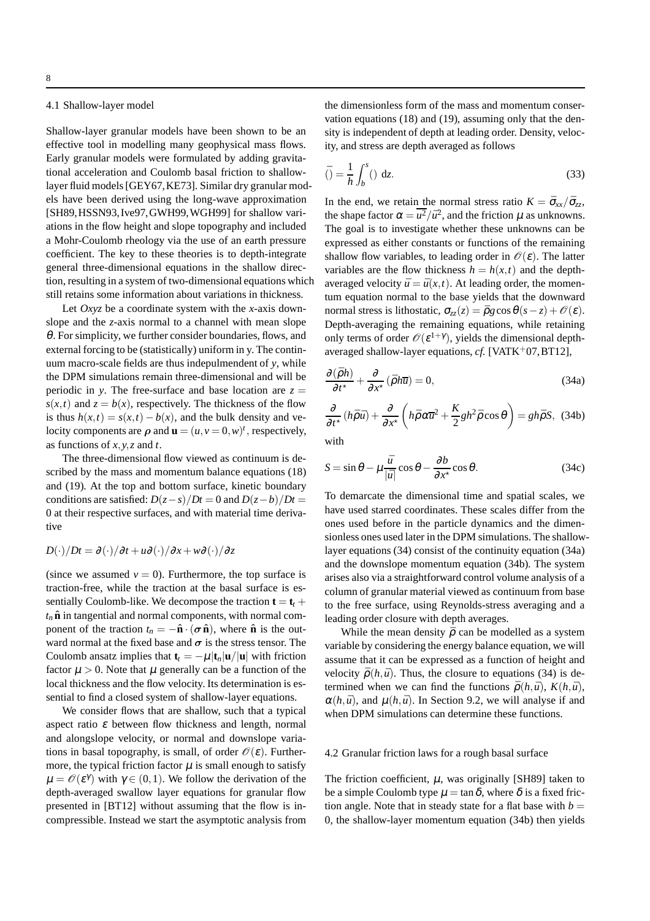### 4.1 Shallow-layer model

Shallow-layer granular models have been shown to be an effective tool in modelling many geophysical mass flows. Early granular models were formulated by adding gravitational acceleration and Coulomb basal friction to shallow-layer fluid models [GEY67, KE73]. Similar dry granular models have been derived using the long-wave approximation [SH89, HSSN93, Ive97, GWH99, WGH99] for shallow variations in the flow height and slope topography and included a Mohr-Coulomb rheology via the use of an earth pressure coefficient. The key to these theories is to depth-integrate general three-dimensional equations in the shallow direction, resulting in a system of two-dimensional equations which still retains some information about variations in thickness.

Let $Oxyz$ be a coordinate system with the $x$-axis downslope and the $z$-axis normal to a channel with mean slope $\theta$. For simplicity, we further consider boundaries, flows, and external forcing to be (statistically) uniform in y. The continuum macro-scale fields are thus indepulmendent of $y$, while the DPM simulations remain three-dimensional and will be periodic in $y$. The free-surface and base location are $z = s(x,t)$ and $z = b(x)$, respectively. The thickness of the flow is thus $h(x,t) = s(x,t) - b(x)$, and the bulk density and velocity components are $\rho$ and $\mathbf{u} = (u, v = 0, w)^t$, respectively, as functions of $x, y, z$ and $t$.

The three-dimensional flow viewed as continuum is described by the mass and momentum balance equations (18) and (19). At the top and bottom surface, kinetic boundary conditions are satisfied: $D(z-s)/Dt = 0$ and $D(z-b)/Dt = 0$ at their respective surfaces, and with material time derivative

$$D(\cdot)/Dt = \partial(\cdot)/\partial t + u\partial(\cdot)/\partial x + w\partial(\cdot)/\partial z$$

(since we assumed $v = 0$). Furthermore, the top surface is traction-free, while the traction at the basal surface is essentially Coulomb-like. We decompose the traction $\mathbf{t} = \mathbf{t}_t + t_n \hat{\mathbf{n}}$ in tangential and normal components, with normal component of the traction $t_n = -\hat{\mathbf{n}} \cdot (\sigma \hat{\mathbf{n}})$, where $\hat{\mathbf{n}}$ is the outward normal at the fixed base and $\sigma$ is the stress tensor. The Coulomb ansatz implies that $\mathbf{t}_t = -\mu|\mathbf{t}_n|\mathbf{u}/|\mathbf{u}|$ with friction factor $\mu > 0$. Note that $\mu$ generally can be a function of the local thickness and the flow velocity. Its determination is essential to find a closed system of shallow-layer equations.

We consider flows that are shallow, such that a typical aspect ratio $\varepsilon$ between flow thickness and length, normal and alongslope velocity, or normal and downslope variations in basal topography, is small, of order $\mathscr{O}(\varepsilon)$. Furthermore, the typical friction factor $\mu$ is small enough to satisfy $\mu = \mathscr{O}(\varepsilon^\gamma)$ with $\gamma \in (0,1)$. We follow the derivation of the depth-averaged swallow layer equations for granular flow presented in [BT12] without assuming that the flow is incompressible. Instead we start the asymptotic analysis from the dimensionless form of the mass and momentum conservation equations (18) and (19), assuming only that the density is independent of depth at leading order. Density, velocity, and stress are depth averaged as follows

$$\bar{()} = \frac{1}{h}\int_b^s () \, \mathrm{d}z. \tag{33}$$

In the end, we retain the normal stress ratio $K = \bar{\sigma}_{xx}/\bar{\sigma}_{zz}$, the shape factor $\alpha = \overline{u^2}/\bar{u}^2$, and the friction $\mu$ as unknowns. The goal is to investigate whether these unknowns can be expressed as either constants or functions of the remaining shallow flow variables, to leading order in $\mathscr{O}(\varepsilon)$. The latter variables are the flow thickness $h = h(x,t)$ and the depth-averaged velocity $\bar{u} = \bar{u}(x,t)$. At leading order, the momentum equation normal to the base yields that the downward normal stress is lithostatic, $\sigma_{zz}(z) = \bar{\rho} g \cos\theta(s-z) + \mathscr{O}(\varepsilon)$. Depth-averaging the remaining equations, while retaining only terms of order $\mathscr{O}(\varepsilon^{1+\gamma})$, yields the dimensional depth-averaged shallow-layer equations, *cf.* [VATK+07, BT12],

$$\frac{\partial(\bar{\rho}h)}{\partial t^\star} + \frac{\partial}{\partial x^\star}(\bar{\rho}h\bar{u}) = 0, \tag{34a}$$

$$\frac{\partial}{\partial t^\star}(h\bar{\rho}\bar{u}) + \frac{\partial}{\partial x^\star}\left(h\bar{\rho}\alpha\bar{u}^2 + \frac{K}{2}gh^2\bar{\rho}\cos\theta\right) = gh\bar{\rho}S, \tag{34b}$$

with

$$S = \sin\theta - \mu\frac{\bar{u}}{|\bar{u}|}\cos\theta - \frac{\partial b}{\partial x^\star}\cos\theta. \tag{34c}$$

To demarcate the dimensional time and spatial scales, we have used starred coordinates. These scales differ from the ones used before in the particle dynamics and the dimensionless ones used later in the DPM simulations. The shallow-layer equations (34) consist of the continuity equation (34a) and the downslope momentum equation (34b). The system arises also via a straightforward control volume analysis of a column of granular material viewed as continuum from base to the free surface, using Reynolds-stress averaging and a leading order closure with depth averages.

While the mean density $\bar{\rho}$ can be modelled as a system variable by considering the energy balance equation, we will assume that it can be expressed as a function of height and velocity $\bar{\rho}(h,\bar{u})$. Thus, the closure to equations (34) is determined when we can find the functions $\bar{\rho}(h,\bar{u})$, $K(h,\bar{u})$, $\alpha(h,\bar{u})$, and $\mu(h,\bar{u})$. In Section 9.2, we will analyse if and when DPM simulations can determine these functions.

### 4.2 Granular friction laws for a rough basal surface

The friction coefficient, $\mu$, was originally [SH89] taken to be a simple Coulomb type $\mu = \tan\delta$, where $\delta$ is a fixed friction angle. Note that in steady state for a flat base with $b = 0$, the shallow-layer momentum equation (34b) then yields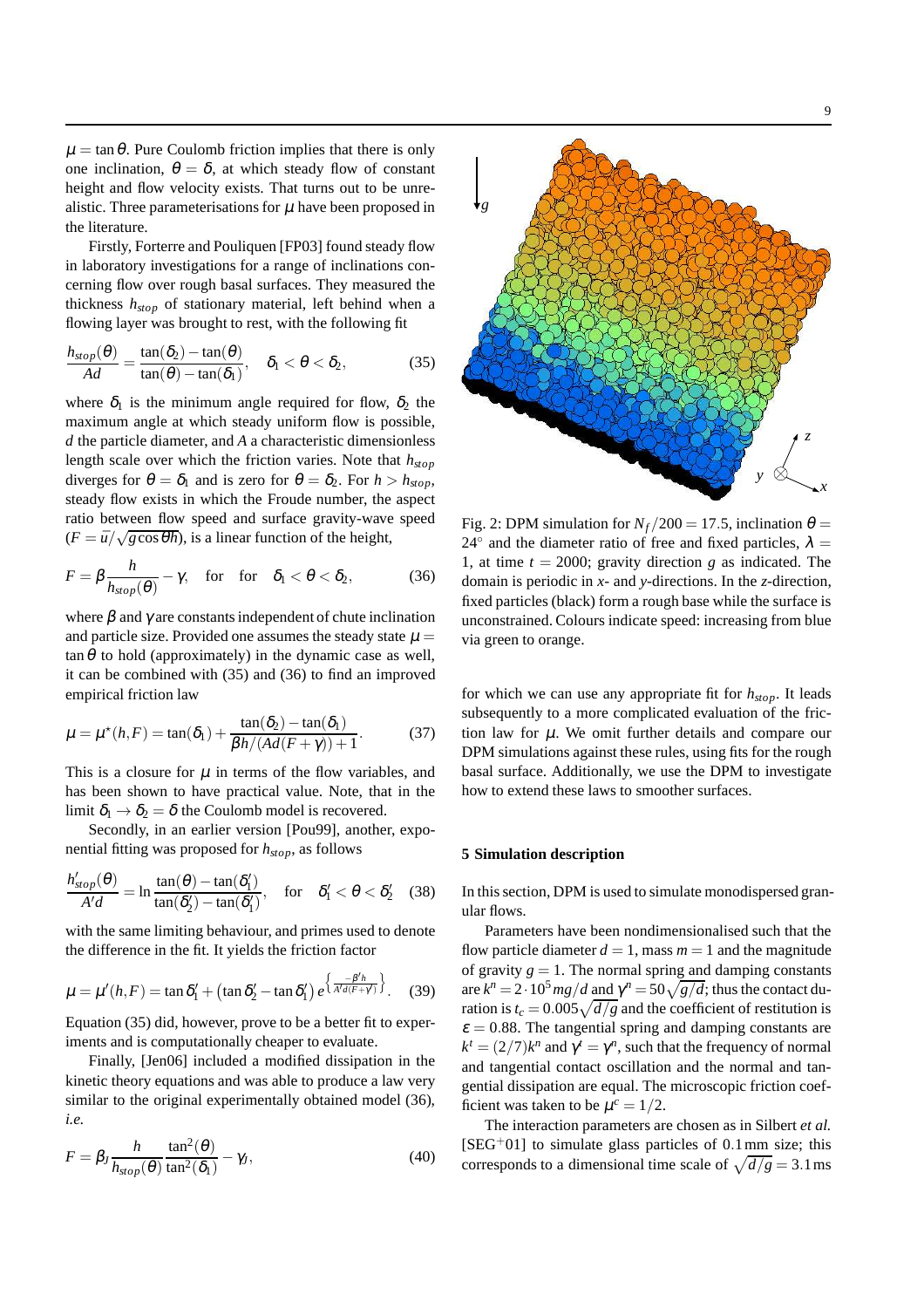$\mu = \tan\theta$. Pure Coulomb friction implies that there is only one inclination, $\theta = \delta$, at which steady flow of constant height and flow velocity exists. That turns out to be unrealistic. Three parameterisations for $\mu$ have been proposed in the literature.

Firstly, Forterre and Pouliquen [FP03] found steady flow in laboratory investigations for a range of inclinations concerning flow over rough basal surfaces. They measured the thickness $h_{stop}$ of stationary material, left behind when a flowing layer was brought to rest, with the following fit

$$\frac{h_{stop}(\theta)}{Ad} = \frac{\tan(\delta_2) - \tan(\theta)}{\tan(\theta) - \tan(\delta_1)}, \quad \delta_1 < \theta < \delta_2, \tag{35}$$

where $\delta_1$ is the minimum angle required for flow, $\delta_2$ the maximum angle at which steady uniform flow is possible, $d$ the particle diameter, and $A$ a characteristic dimensionless length scale over which the friction varies. Note that $h_{stop}$ diverges for $\theta = \delta_1$ and is zero for $\theta = \delta_2$. For $h > h_{stop}$, steady flow exists in which the Froude number, the aspect ratio between flow speed and surface gravity-wave speed ($F = \bar{u}/\sqrt{g\cos\theta h}$), is a linear function of the height,

$$F = \beta \frac{h}{h_{stop}(\theta)} - \gamma, \quad \text{for} \quad \text{for} \quad \delta_1 < \theta < \delta_2, \tag{36}$$

where $\beta$ and $\gamma$ are constants independent of chute inclination and particle size. Provided one assumes the steady state $\mu = \tan\theta$ to hold (approximately) in the dynamic case as well, it can be combined with (35) and (36) to find an improved empirical friction law

$$\mu = \mu^*(h,F) = \tan(\delta_1) + \frac{\tan(\delta_2) - \tan(\delta_1)}{\beta h/(Ad(F+\gamma)) + 1}. \tag{37}$$

This is a closure for $\mu$ in terms of the flow variables, and has been shown to have practical value. Note, that in the limit $\delta_1 \to \delta_2 = \delta$ the Coulomb model is recovered.

Secondly, in an earlier version [Pou99], another, exponential fitting was proposed for $h_{stop}$, as follows

$$\frac{h'_{stop}(\theta)}{A'd} = \ln \frac{\tan(\theta) - \tan(\delta'_1)}{\tan(\delta'_2) - \tan(\delta'_1)}, \quad \text{for} \quad \delta'_1 < \theta < \delta'_2 \tag{38}$$

with the same limiting behaviour, and primes used to denote the difference in the fit. It yields the friction factor

$$\mu = \mu'(h,F) = \tan\delta'_1 + \left(\tan\delta'_2 - \tan\delta'_1\right) e^{\left\{\frac{-\beta' h}{A'd(F+\gamma')}\right\}}. \tag{39}$$

Equation (35) did, however, prove to be a better fit to experiments and is computationally cheaper to evaluate.

Finally, [Jen06] included a modified dissipation in the kinetic theory equations and was able to produce a law very similar to the original experimentally obtained model (36), *i.e.*

$$F = \beta_J \frac{h}{h_{stop}(\theta)} \frac{\tan^2(\theta)}{\tan^2(\delta_1)} - \gamma_J, \tag{40}$$

Fig. 2: DPM simulation for $N_f/200 = 17.5$, inclination $\theta = 24^\circ$ and the diameter ratio of free and fixed particles, $\lambda = 1$, at time $t = 2000$; gravity direction $g$ as indicated. The domain is periodic in $x$- and $y$-directions. In the $z$-direction, fixed particles (black) form a rough base while the surface is unconstrained. Colours indicate speed: increasing from blue via green to orange.

for which we can use any appropriate fit for $h_{stop}$. It leads subsequently to a more complicated evaluation of the friction law for $\mu$. We omit further details and compare our DPM simulations against these rules, using fits for the rough basal surface. Additionally, we use the DPM to investigate how to extend these laws to smoother surfaces.

## 5 Simulation description

In this section, DPM is used to simulate monodispersed granular flows.

Parameters have been nondimensionalised such that the flow particle diameter $d = 1$, mass $m = 1$ and the magnitude of gravity $g = 1$. The normal spring and damping constants are $k^n = 2\cdot 10^5\, mg/d$ and $\gamma^n = 50\sqrt{g/d}$; thus the contact duration is $t_c = 0.005\sqrt{d/g}$ and the coefficient of restitution is $\varepsilon = 0.88$. The tangential spring and damping constants are $k^t = (2/7)k^n$ and $\gamma^t = \gamma^n$, such that the frequency of normal and tangential contact oscillation and the normal and tangential dissipation are equal. The microscopic friction coefficient was taken to be $\mu^c = 1/2$.

The interaction parameters are chosen as in Silbert *et al.* [SEG+01] to simulate glass particles of 0.1 mm size; this corresponds to a dimensional time scale of $\sqrt{d/g} = 3.1$ ms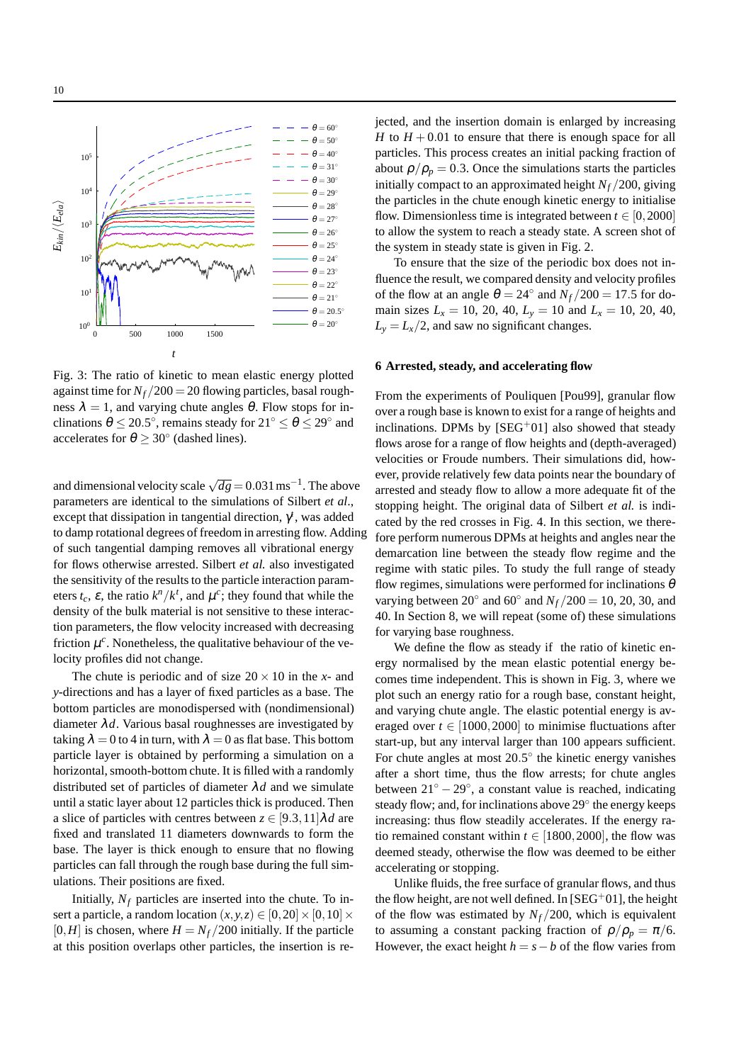Fig. 3: The ratio of kinetic to mean elastic energy plotted against time for $N_f/200 = 20$ flowing particles, basal roughness $\lambda = 1$, and varying chute angles $\theta$. Flow stops for inclinations $\theta \leq 20.5^\circ$, remains steady for $21^\circ \leq \theta \leq 29^\circ$ and accelerates for $\theta \geq 30^\circ$ (dashed lines).

and dimensional velocity scale $\sqrt{dg} = 0.031\,\mathrm{ms}^{-1}$. The above parameters are identical to the simulations of Silbert *et al.*, except that dissipation in tangential direction, $\gamma^t$, was added to damp rotational degrees of freedom in arresting flow. Adding of such tangential damping removes all vibrational energy for flows otherwise arrested. Silbert *et al.* also investigated the sensitivity of the results to the particle interaction parameters $t_c$, $\varepsilon$, the ratio $k^n/k^t$, and $\mu^c$; they found that while the density of the bulk material is not sensitive to these interaction parameters, the flow velocity increased with decreasing friction $\mu^c$. Nonetheless, the qualitative behaviour of the velocity profiles did not change.

The chute is periodic and of size $20 \times 10$ in the $x$- and $y$-directions and has a layer of fixed particles as a base. The bottom particles are monodispersed with (nondimensional) diameter $\lambda d$. Various basal roughnesses are investigated by taking $\lambda = 0$ to 4 in turn, with $\lambda = 0$ as flat base. This bottom particle layer is obtained by performing a simulation on a horizontal, smooth-bottom chute. It is filled with a randomly distributed set of particles of diameter $\lambda d$ and we simulate until a static layer about 12 particles thick is produced. Then a slice of particles with centres between $z \in [9.3, 11]\lambda d$ are fixed and translated 11 diameters downwards to form the base. The layer is thick enough to ensure that no flowing particles can fall through the rough base during the full simulations. Their positions are fixed.

Initially, $N_f$ particles are inserted into the chute. To insert a particle, a random location $(x,y,z) \in [0,20] \times [0,10] \times [0,H]$ is chosen, where $H = N_f/200$ initially. If the particle at this position overlaps other particles, the insertion is rejected, and the insertion domain is enlarged by increasing $H$ to $H + 0.01$ to ensure that there is enough space for all particles. This process creates an initial packing fraction of about $\rho/\rho_p = 0.3$. Once the simulations starts the particles initially compact to an approximated height $N_f/200$, giving the particles in the chute enough kinetic energy to initialise flow. Dimensionless time is integrated between $t \in [0, 2000]$ to allow the system to reach a steady state. A screen shot of the system in steady state is given in Fig. 2.

To ensure that the size of the periodic box does not influence the result, we compared density and velocity profiles of the flow at an angle $\theta = 24^\circ$ and $N_f/200 = 17.5$ for domain sizes $L_x = 10$, 20, 40, $L_y = 10$ and $L_x = 10$, 20, 40, $L_y = L_x/2$, and saw no significant changes.

## 6 Arrested, steady, and accelerating flow

From the experiments of Pouliquen [Pou99], granular flow over a rough base is known to exist for a range of heights and inclinations. DPMs by [SEG+01] also showed that steady flows arose for a range of flow heights and (depth-averaged) velocities or Froude numbers. Their simulations did, however, provide relatively few data points near the boundary of arrested and steady flow to allow a more adequate fit of the stopping height. The original data of Silbert *et al.* is indicated by the red crosses in Fig. 4. In this section, we therefore perform numerous DPMs at heights and angles near the demarcation line between the steady flow regime and the regime with static piles. To study the full range of steady flow regimes, simulations were performed for inclinations $\theta$ varying between $20^\circ$ and $60^\circ$ and $N_f/200 = 10$, 20, 30, and 40. In Section 8, we will repeat (some of) these simulations for varying base roughness.

We define the flow as steady if the ratio of kinetic energy normalised by the mean elastic potential energy becomes time independent. This is shown in Fig. 3, where we plot such an energy ratio for a rough base, constant height, and varying chute angle. The elastic potential energy is averaged over $t \in [1000, 2000]$ to minimise fluctuations after start-up, but any interval larger than 100 appears sufficient. For chute angles at most $20.5^\circ$ the kinetic energy vanishes after a short time, thus the flow arrests; for chute angles between $21^\circ - 29^\circ$, a constant value is reached, indicating steady flow; and, for inclinations above $29^\circ$ the energy keeps increasing: thus flow steadily accelerates. If the energy ratio remained constant within $t \in [1800, 2000]$, the flow was deemed steady, otherwise the flow was deemed to be either accelerating or stopping.

Unlike fluids, the free surface of granular flows, and thus the flow height, are not well defined. In [SEG+01], the height of the flow was estimated by $N_f/200$, which is equivalent to assuming a constant packing fraction of $\rho/\rho_p = \pi/6$. However, the exact height $h = s - b$ of the flow varies from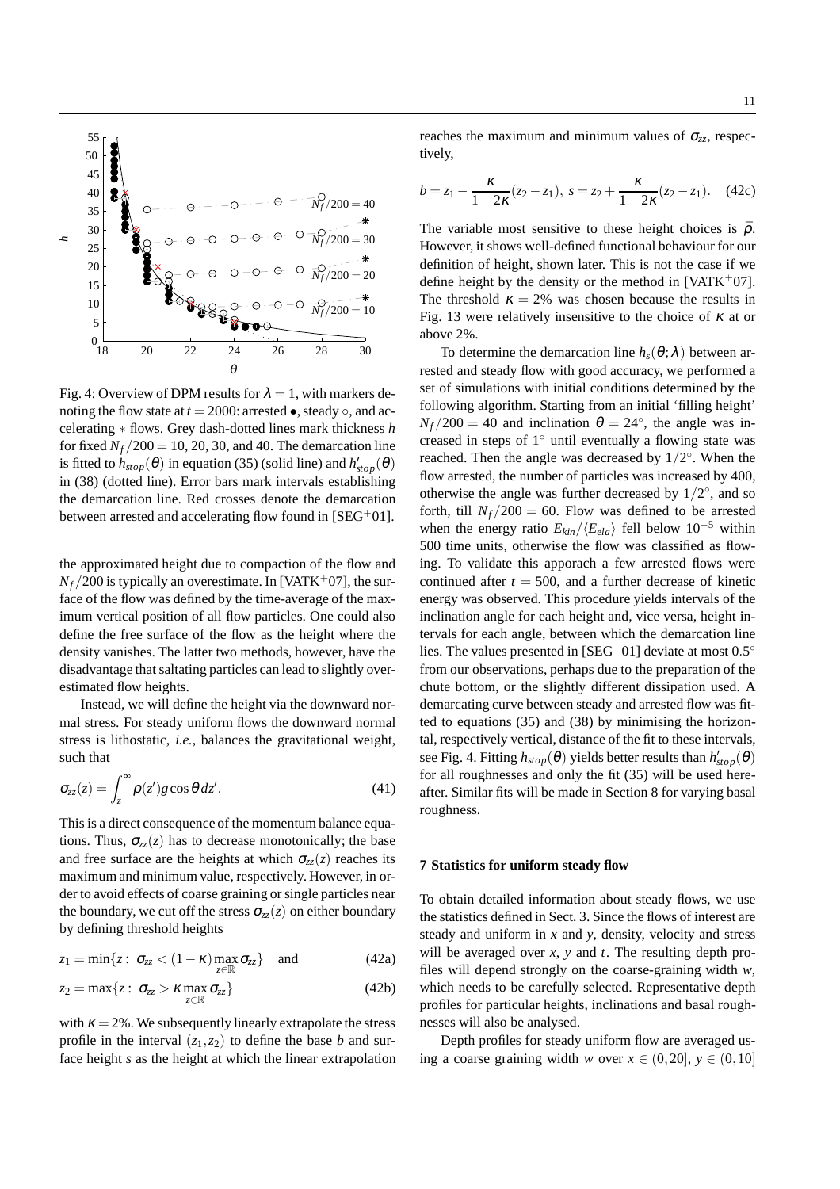Fig. 4: Overview of DPM results for $\lambda = 1$, with markers denoting the flow state at $t = 2000$: arrested •, steady ∘, and accelerating ∗ flows. Grey dash-dotted lines mark thickness $h$ for fixed $N_f/200 = 10, 20, 30$, and 40. The demarcation line is fitted to $h_{stop}(\theta)$ in equation (35) (solid line) and $h'_{stop}(\theta)$ in (38) (dotted line). Error bars mark intervals establishing the demarcation line. Red crosses denote the demarcation between arrested and accelerating flow found in [SEG+01].

the approximated height due to compaction of the flow and $N_f/200$ is typically an overestimate. In [VATK+07], the surface of the flow was defined by the time-average of the maximum vertical position of all flow particles. One could also define the free surface of the flow as the height where the density vanishes. The latter two methods, however, have the disadvantage that saltating particles can lead to slightly overestimated flow heights.

Instead, we will define the height via the downward normal stress. For steady uniform flows the downward normal stress is lithostatic, *i.e.*, balances the gravitational weight, such that

$$\sigma_{zz}(z) = \int_z^\infty \rho(z') g \cos\theta \, dz'. \tag{41}$$

This is a direct consequence of the momentum balance equations. Thus, $\sigma_{zz}(z)$ has to decrease monotonically; the base and free surface are the heights at which $\sigma_{zz}(z)$ reaches its maximum and minimum value, respectively. However, in order to avoid effects of coarse graining or single particles near the boundary, we cut off the stress $\sigma_{zz}(z)$ on either boundary by defining threshold heights

$$z_1 = \min\{z : \ \sigma_{zz} < (1-\kappa)\max_{z\in\mathbb{R}} \sigma_{zz}\} \quad \text{and} \tag{42a}$$

$$z_2 = \max\{z : \ \sigma_{zz} > \kappa \max_{z\in\mathbb{R}} \sigma_{zz}\} \tag{42b}$$

with $\kappa = 2\%$. We subsequently linearly extrapolate the stress profile in the interval $(z_1, z_2)$ to define the base $b$ and surface height $s$ as the height at which the linear extrapolation reaches the maximum and minimum values of $\sigma_{zz}$, respectively,

$$b = z_1 - \frac{\kappa}{1-2\kappa}(z_2 - z_1), \ s = z_2 + \frac{\kappa}{1-2\kappa}(z_2 - z_1). \tag{42c}$$

The variable most sensitive to these height choices is $\bar{\rho}$. However, it shows well-defined functional behaviour for our definition of height, shown later. This is not the case if we define height by the density or the method in [VATK+07]. The threshold $\kappa = 2\%$ was chosen because the results in Fig. 13 were relatively insensitive to the choice of $\kappa$ at or above 2%.

To determine the demarcation line $h_s(\theta;\lambda)$ between arrested and steady flow with good accuracy, we performed a set of simulations with initial conditions determined by the following algorithm. Starting from an initial 'filling height' $N_f/200 = 40$ and inclination $\theta = 24^\circ$, the angle was increased in steps of $1^\circ$ until eventually a flowing state was reached. Then the angle was decreased by $1/2^\circ$. When the flow arrested, the number of particles was increased by 400, otherwise the angle was further decreased by $1/2^\circ$, and so forth, till $N_f/200 = 60$. Flow was defined to be arrested when the energy ratio $E_{kin}/\langle E_{ela}\rangle$ fell below $10^{-5}$ within 500 time units, otherwise the flow was classified as flowing. To validate this apporach a few arrested flows were continued after $t = 500$, and a further decrease of kinetic energy was observed. This procedure yields intervals of the inclination angle for each height and, vice versa, height intervals for each angle, between which the demarcation line lies. The values presented in [SEG+01] deviate at most $0.5^\circ$ from our observations, perhaps due to the preparation of the chute bottom, or the slightly different dissipation used. A demarcating curve between steady and arrested flow was fitted to equations (35) and (38) by minimising the horizontal, respectively vertical, distance of the fit to these intervals, see Fig. 4. Fitting $h_{stop}(\theta)$ yields better results than $h'_{stop}(\theta)$ for all roughnesses and only the fit (35) will be used hereafter. Similar fits will be made in Section 8 for varying basal roughness.

## 7 Statistics for uniform steady flow

To obtain detailed information about steady flows, we use the statistics defined in Sect. 3. Since the flows of interest are steady and uniform in $x$ and $y$, density, velocity and stress will be averaged over $x$, $y$ and $t$. The resulting depth profiles will depend strongly on the coarse-graining width $w$, which needs to be carefully selected. Representative depth profiles for particular heights, inclinations and basal roughnesses will also be analysed.

Depth profiles for steady uniform flow are averaged using a coarse graining width $w$ over $x \in (0, 20]$, $y \in (0, 10]$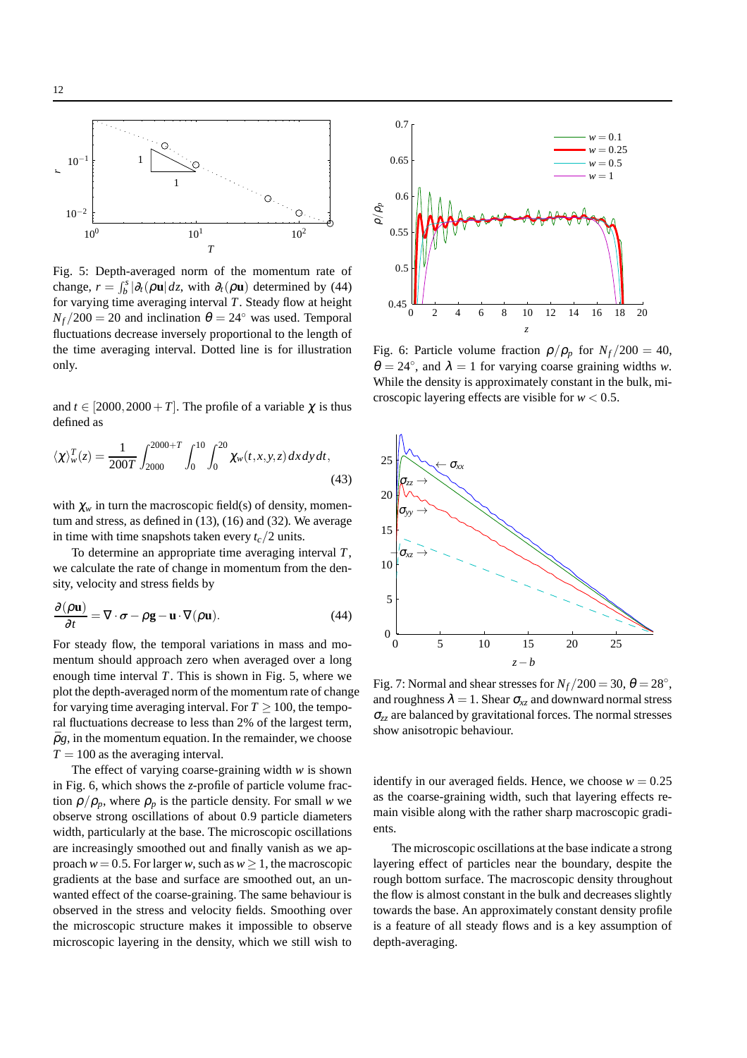Fig. 5: Depth-averaged norm of the momentum rate of change, $r = \int_b^s |\partial_t(\rho\mathbf{u}|\,dz$, with $\partial_t(\rho\mathbf{u})$ determined by (44) for varying time averaging interval $T$. Steady flow at height $N_f/200 = 20$ and inclination $\theta = 24^\circ$ was used. Temporal fluctuations decrease inversely proportional to the length of the time averaging interval. Dotted line is for illustration only.

and $t \in [2000, 2000+T]$. The profile of a variable $\chi$ is thus defined as

$$\langle\chi\rangle_w^T(z) = \frac{1}{200T}\int_{2000}^{2000+T}\int_0^{10}\int_0^{20}\chi_w(t,x,y,z)\,dx\,dy\,dt, \tag{43}$$

with $\chi_w$ in turn the macroscopic field(s) of density, momentum and stress, as defined in (13), (16) and (32). We average in time with time snapshots taken every $t_c/2$ units.

To determine an appropriate time averaging interval $T$, we calculate the rate of change in momentum from the density, velocity and stress fields by

$$\frac{\partial(\rho\mathbf{u})}{\partial t} = \nabla\cdot\boldsymbol{\sigma} - \rho\mathbf{g} - \mathbf{u}\cdot\nabla(\rho\mathbf{u}). \tag{44}$$

For steady flow, the temporal variations in mass and momentum should approach zero when averaged over a long enough time interval $T$. This is shown in Fig. 5, where we plot the depth-averaged norm of the momentum rate of change for varying time averaging interval. For $T \geq 100$, the temporal fluctuations decrease to less than 2% of the largest term, $\bar{\rho}g$, in the momentum equation. In the remainder, we choose $T = 100$ as the averaging interval.

The effect of varying coarse-graining width $w$ is shown in Fig. 6, which shows the $z$-profile of particle volume fraction $\rho/\rho_p$, where $\rho_p$ is the particle density. For small $w$ we observe strong oscillations of about 0.9 particle diameters width, particularly at the base. The microscopic oscillations are increasingly smoothed out and finally vanish as we approach $w = 0.5$. For larger $w$, such as $w \geq 1$, the macroscopic gradients at the base and surface are smoothed out, an unwanted effect of the coarse-graining. The same behaviour is observed in the stress and velocity fields. Smoothing over the microscopic structure makes it impossible to observe microscopic layering in the density, which we still wish to identify in our averaged fields. Hence, we choose $w = 0.25$ as the coarse-graining width, such that layering effects remain visible along with the rather sharp macroscopic gradients.

Fig. 6: Particle volume fraction $\rho/\rho_p$ for $N_f/200 = 40$, $\theta = 24^\circ$, and $\lambda = 1$ for varying coarse graining widths $w$. While the density is approximately constant in the bulk, microscopic layering effects are visible for $w < 0.5$.

Fig. 7: Normal and shear stresses for $N_f/200 = 30$, $\theta = 28^\circ$, and roughness $\lambda = 1$. Shear $\sigma_{xz}$ and downward normal stress $\sigma_{zz}$ are balanced by gravitational forces. The normal stresses show anisotropic behaviour.

The microscopic oscillations at the base indicate a strong layering effect of particles near the boundary, despite the rough bottom surface. The macroscopic density throughout the flow is almost constant in the bulk and decreases slightly towards the base. An approximately constant density profile is a feature of all steady flows and is a key assumption of depth-averaging.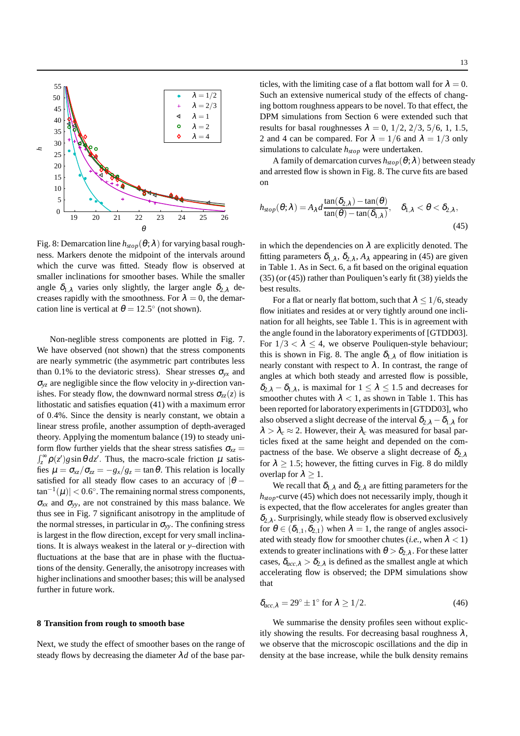Fig. 8: Demarcation line $h_{stop}(\theta;\lambda)$ for varying basal roughness. Markers denote the midpoint of the intervals around which the curve was fitted. Steady flow is observed at smaller inclinations for smoother bases. While the smaller angle $\delta_{1,\lambda}$ varies only slightly, the larger angle $\delta_{2,\lambda}$ decreases rapidly with the smoothness. For $\lambda = 0$, the demarcation line is vertical at $\theta = 12.5^\circ$ (not shown).

Non-neglible stress components are plotted in Fig. 7. We have observed (not shown) that the stress components are nearly symmetric (the asymmetric part contributes less than 0.1% to the deviatoric stress). Shear stresses $\sigma_{yx}$ and $\sigma_{yz}$ are negligible since the flow velocity in $y$-direction vanishes. For steady flow, the downward normal stress $\sigma_{zz}(z)$ is lithostatic and satisfies equation (41) with a maximum error of 0.4%. Since the density is nearly constant, we obtain a linear stress profile, another assumption of depth-averaged theory. Applying the momentum balance (19) to steady uniform flow further yields that the shear stress satisfies $\sigma_{xz} = \int_z^\infty \rho(z') g \sin\theta \, dz'$. Thus, the macro-scale friction $\mu$ satisfies $\mu = \sigma_{xz}/\sigma_{zz} = -g_x/g_z = \tan\theta$. This relation is locally satisfied for all steady flow cases to an accuracy of $|\theta - \tan^{-1}(\mu)| < 0.6^\circ$. The remaining normal stress components, $\sigma_{xx}$ and $\sigma_{yy}$, are not constrained by this mass balance. We thus see in Fig. 7 significant anisotropy in the amplitude of the normal stresses, in particular in $\sigma_{yy}$. The confining stress is largest in the flow direction, except for very small inclinations. It is always weakest in the lateral or $y$–direction with fluctuations at the base that are in phase with the fluctuations of the density. Generally, the anisotropy increases with higher inclinations and smoother bases; this will be analysed further in future work.

## 8 Transition from rough to smooth base

Next, we study the effect of smoother bases on the range of steady flows by decreasing the diameter $\lambda d$ of the base particles, with the limiting case of a flat bottom wall for $\lambda = 0$. Such an extensive numerical study of the effects of changing bottom roughness appears to be novel. To that effect, the DPM simulations from Section 6 were extended such that results for basal roughnesses $\lambda = 0$, $1/2$, $2/3$, $5/6$, 1, 1.5, 2 and 4 can be compared. For $\lambda = 1/6$ and $\lambda = 1/3$ only simulations to calculate $h_{stop}$ were undertaken.

A family of demarcation curves $h_{stop}(\theta;\lambda)$ between steady and arrested flow is shown in Fig. 8. The curve fits are based on

$$h_{stop}(\theta;\lambda) = A_\lambda d \frac{\tan(\delta_{2,\lambda}) - \tan(\theta)}{\tan(\theta) - \tan(\delta_{1,\lambda})}, \quad \delta_{1,\lambda} < \theta < \delta_{2,\lambda}, \tag{45}$$

in which the dependencies on $\lambda$ are explicitly denoted. The fitting parameters $\delta_{1,\lambda}$, $\delta_{2,\lambda}$, $A_\lambda$ appearing in (45) are given in Table 1. As in Sect. 6, a fit based on the original equation (35) (or (45)) rather than Pouliquen's early fit (38) yields the best results.

For a flat or nearly flat bottom, such that $\lambda \leq 1/6$, steady flow initiates and resides at or very tightly around one inclination for all heights, see Table 1. This is in agreement with the angle found in the laboratory experiments of [GTDD03]. For $1/3 < \lambda \leq 4$, we observe Pouliquen-style behaviour; this is shown in Fig. 8. The angle $\delta_{1,\lambda}$ of flow initiation is nearly constant with respect to $\lambda$. In contrast, the range of angles at which both steady and arrested flow is possible, $\delta_{2,\lambda} - \delta_{1,\lambda}$, is maximal for $1 \leq \lambda \leq 1.5$ and decreases for smoother chutes with $\lambda < 1$, as shown in Table 1. This has been reported for laboratory experiments in [GTDD03], who also observed a slight decrease of the interval $\delta_{2,\lambda} - \delta_{1,\lambda}$ for $\lambda > \lambda_c \approx 2$. However, their $\lambda_c$ was measured for basal particles fixed at the same height and depended on the compactness of the base. We observe a slight decrease of $\delta_{2,\lambda}$ for $\lambda \geq 1.5$; however, the fitting curves in Fig. 8 do mildly overlap for $\lambda \geq 1$.

We recall that $\delta_{1,\lambda}$ and $\delta_{2,\lambda}$ are fitting parameters for the $h_{stop}$-curve (45) which does not necessarily imply, though it is expected, that the flow accelerates for angles greater than $\delta_{2,\lambda}$. Surprisingly, while steady flow is observed exclusively for $\theta \in (\delta_{1,1}, \delta_{2,1})$ when $\lambda = 1$, the range of angles associated with steady flow for smoother chutes (*i.e.*, when $\lambda < 1$) extends to greater inclinations with $\theta > \delta_{2,\lambda}$. For these latter cases, $\delta_{acc,\lambda} > \delta_{2,\lambda}$ is defined as the smallest angle at which accelerating flow is observed; the DPM simulations show that

$$\delta_{acc,\lambda} = 29^\circ \pm 1^\circ \text{ for } \lambda \geq 1/2. \tag{46}$$

We summarise the density profiles seen without explicitly showing the results. For decreasing basal roughness $\lambda$, we observe that the microscopic oscillations and the dip in density at the base increase, while the bulk density remains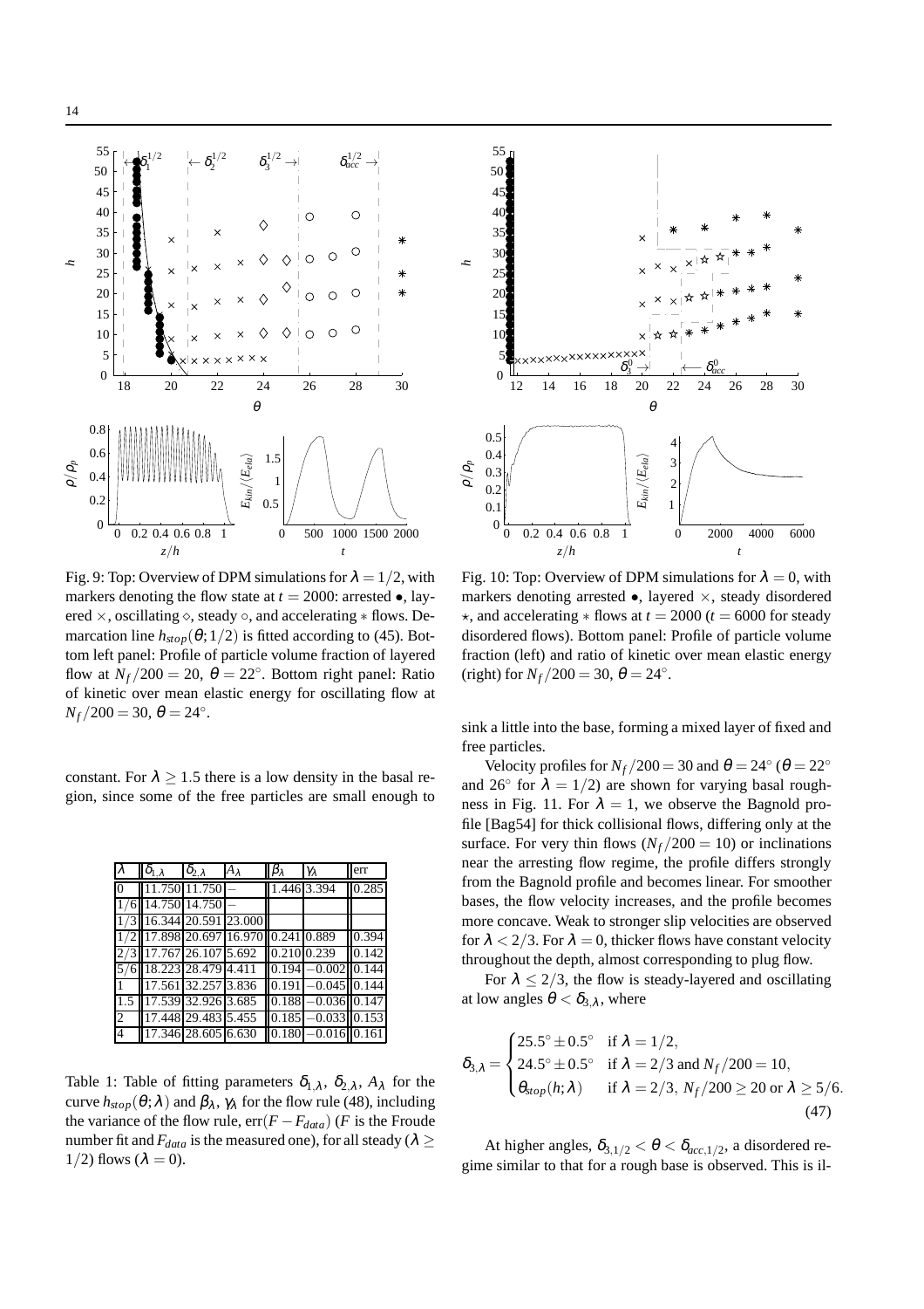Fig. 9: Top: Overview of DPM simulations for $\lambda = 1/2$, with markers denoting the flow state at $t = 2000$: arrested $\bullet$, layered $\times$, oscillating $\diamond$, steady $\circ$, and accelerating $*$ flows. Demarcation line $h_{stop}(\theta; 1/2)$ is fitted according to (45). Bottom left panel: Profile of particle volume fraction of layered flow at $N_f/200 = 20$, $\theta = 22^\circ$. Bottom right panel: Ratio of kinetic over mean elastic energy for oscillating flow at $N_f/200 = 30$, $\theta = 24^\circ$.

Fig. 10: Top: Overview of DPM simulations for $\lambda = 0$, with markers denoting arrested $\bullet$, layered $\times$, steady disordered $\star$, and accelerating $*$ flows at $t = 2000$ ($t = 6000$ for steady disordered flows). Bottom panel: Profile of particle volume fraction (left) and ratio of kinetic over mean elastic energy (right) for $N_f/200 = 30$, $\theta = 24^\circ$.

constant. For $\lambda \geq 1.5$ there is a low density in the basal region, since some of the free particles are small enough to sink a little into the base, forming a mixed layer of fixed and free particles.

| $\lambda$ | $\delta_{1,\lambda}$ | $\delta_{2,\lambda}$ | $A_\lambda$ | $\beta_\lambda$ | $\gamma_\lambda$ | err |
|---|---|---|---|---|---|---|
| 0 | 11.750 | 11.750 | – | 1.446 | 3.394 | 0.285 |
| 1/6 | 14.750 | 14.750 | – | | | |
| 1/3 | 16.344 | 20.591 | 23.000 | | | |
| 1/2 | 17.898 | 20.697 | 16.970 | 0.241 | 0.889 | 0.394 |
| 2/3 | 17.767 | 26.107 | 5.692 | 0.210 | 0.239 | 0.142 |
| 5/6 | 18.223 | 28.479 | 4.411 | 0.194 | −0.002 | 0.144 |
| 1 | 17.561 | 32.257 | 3.836 | 0.191 | −0.045 | 0.144 |
| 1.5 | 17.539 | 32.926 | 3.685 | 0.188 | −0.036 | 0.147 |
| 2 | 17.448 | 29.483 | 5.455 | 0.185 | −0.033 | 0.153 |
| 4 | 17.346 | 28.605 | 6.630 | 0.180 | −0.016 | 0.161 |

Table 1: Table of fitting parameters $\delta_{1,\lambda}$, $\delta_{2,\lambda}$, $A_\lambda$ for the curve $h_{stop}(\theta;\lambda)$ and $\beta_\lambda$, $\gamma_\lambda$ for the flow rule (48), including the variance of the flow rule, $\text{err}(F - F_{data})$ ($F$ is the Froude number fit and $F_{data}$ is the measured one), for all steady ($\lambda \geq 1/2$) flows ($\lambda = 0$).

Velocity profiles for $N_f/200 = 30$ and $\theta = 24^\circ$ ($\theta = 22^\circ$ and $26^\circ$ for $\lambda = 1/2$) are shown for varying basal roughness in Fig. 11. For $\lambda = 1$, we observe the Bagnold profile [Bag54] for thick collisional flows, differing only at the surface. For very thin flows ($N_f/200 = 10$) or inclinations near the arresting flow regime, the profile differs strongly from the Bagnold profile and becomes linear. For smoother bases, the flow velocity increases, and the profile becomes more concave. Weak to stronger slip velocities are observed for $\lambda < 2/3$. For $\lambda = 0$, thicker flows have constant velocity throughout the depth, almost corresponding to plug flow.

For $\lambda \leq 2/3$, the flow is steady-layered and oscillating at low angles $\theta < \delta_{3,\lambda}$, where

$$\delta_{3,\lambda} = \begin{cases} 25.5^\circ \pm 0.5^\circ & \text{if } \lambda = 1/2, \\ 24.5^\circ \pm 0.5^\circ & \text{if } \lambda = 2/3 \text{ and } N_f/200 = 10, \\ \theta_{stop}(h;\lambda) & \text{if } \lambda = 2/3,\ N_f/200 \geq 20 \text{ or } \lambda \geq 5/6. \end{cases} \tag{47}$$

At higher angles, $\delta_{3,1/2} < \theta < \delta_{acc,1/2}$, a disordered regime similar to that for a rough base is observed. This is il-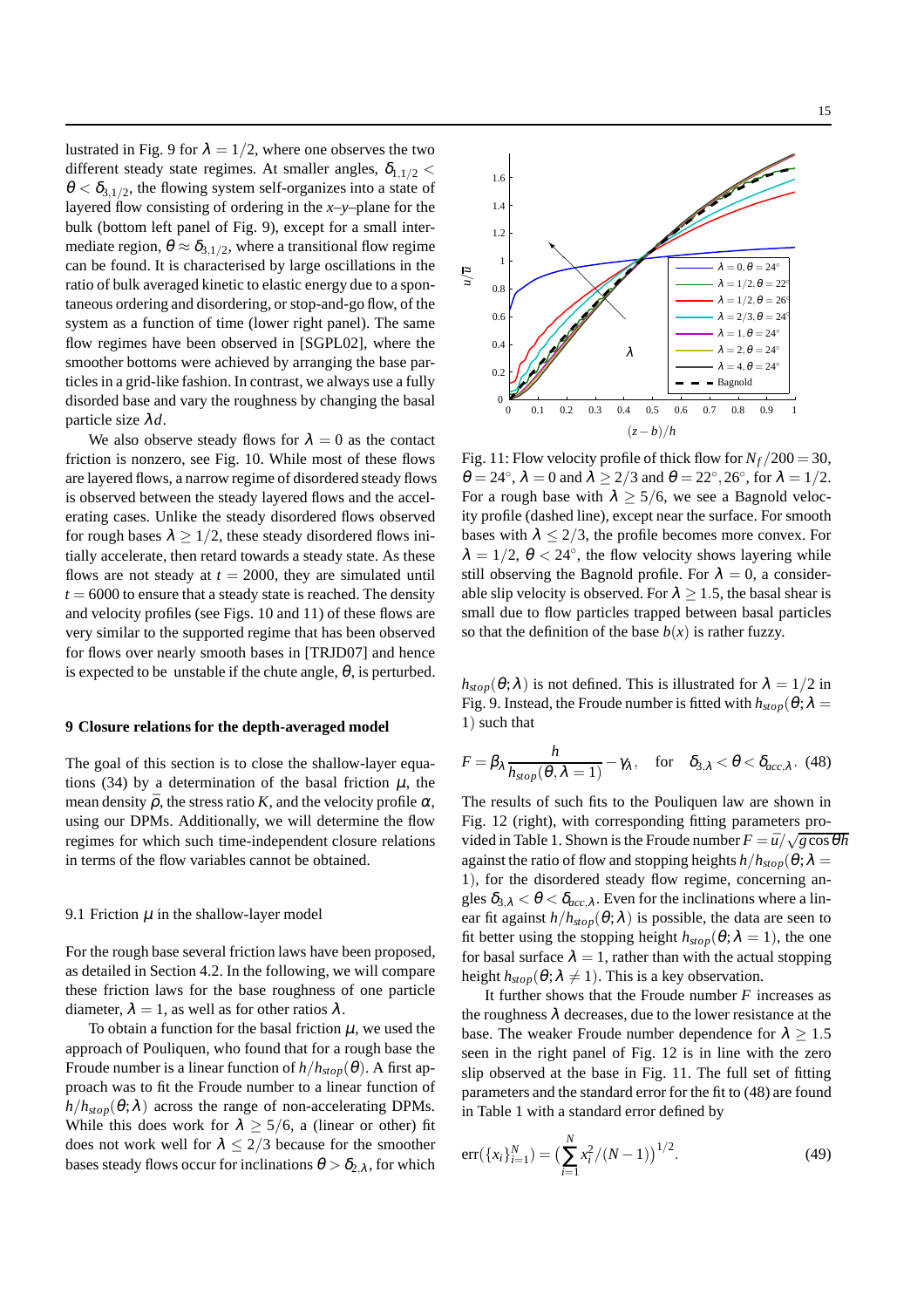lustrated in Fig. 9 for $\lambda = 1/2$, where one observes the two different steady state regimes. At smaller angles, $\delta_{1,1/2} < \theta < \delta_{3,1/2}$, the flowing system self-organizes into a state of layered flow consisting of ordering in the $x$–$y$–plane for the bulk (bottom left panel of Fig. 9), except for a small intermediate region, $\theta \approx \delta_{3,1/2}$, where a transitional flow regime can be found. It is characterised by large oscillations in the ratio of bulk averaged kinetic to elastic energy due to a spontaneous ordering and disordering, or stop-and-go flow, of the system as a function of time (lower right panel). The same flow regimes have been observed in [SGPL02], where the smoother bottoms were achieved by arranging the base particles in a grid-like fashion. In contrast, we always use a fully disordered base and vary the roughness by changing the basal particle size $\lambda d$.

We also observe steady flows for $\lambda = 0$ as the contact friction is nonzero, see Fig. 10. While most of these flows are layered flows, a narrow regime of disordered steady flows is observed between the steady layered flows and the accelerating cases. Unlike the steady disordered flows observed for rough bases $\lambda \geq 1/2$, these steady disordered flows initially accelerate, then retard towards a steady state. As these flows are not steady at $t = 2000$, they are simulated until $t = 6000$ to ensure that a steady state is reached. The density and velocity profiles (see Figs. 10 and 11) of these flows are very similar to the supported regime that has been observed for flows over nearly smooth bases in [TRJD07] and hence is expected to be unstable if the chute angle, $\theta$, is perturbed.

## 9 Closure relations for the depth-averaged model

The goal of this section is to close the shallow-layer equations (34) by a determination of the basal friction $\mu$, the mean density $\bar{\rho}$, the stress ratio $K$, and the velocity profile $\alpha$, using our DPMs. Additionally, we will determine the flow regimes for which such time-independent closure relations in terms of the flow variables cannot be obtained.

### 9.1 Friction $\mu$ in the shallow-layer model

For the rough base several friction laws have been proposed, as detailed in Section 4.2. In the following, we will compare these friction laws for the base roughness of one particle diameter, $\lambda = 1$, as well as for other ratios $\lambda$.

To obtain a function for the basal friction $\mu$, we used the approach of Pouliquen, who found that for a rough base the Froude number is a linear function of $h/h_{stop}(\theta)$. A first approach was to fit the Froude number to a linear function of $h/h_{stop}(\theta;\lambda)$ across the range of non-accelerating DPMs. While this does work for $\lambda \geq 5/6$, a (linear or other) fit does not work well for $\lambda \leq 2/3$ because for the smoother bases steady flows occur for inclinations $\theta > \delta_{2,\lambda}$, for which

Fig. 11: Flow velocity profile of thick flow for $N_f/200 = 30$, $\theta = 24^\circ$, $\lambda = 0$ and $\lambda \geq 2/3$ and $\theta = 22^\circ, 26^\circ$, for $\lambda = 1/2$. For a rough base with $\lambda \geq 5/6$, we see a Bagnold velocity profile (dashed line), except near the surface. For smooth bases with $\lambda \leq 2/3$, the profile becomes more convex. For $\lambda = 1/2$, $\theta < 24^\circ$, the flow velocity shows layering while still observing the Bagnold profile. For $\lambda = 0$, a considerable slip velocity is observed. For $\lambda \geq 1.5$, the basal shear is small due to flow particles trapped between basal particles so that the definition of the base $b(x)$ is rather fuzzy.

$h_{stop}(\theta;\lambda)$ is not defined. This is illustrated for $\lambda = 1/2$ in Fig. 9. Instead, the Froude number is fitted with $h_{stop}(\theta;\lambda = 1)$ such that

$$F = \beta_\lambda \frac{h}{h_{stop}(\theta,\lambda = 1)} - \gamma_\lambda, \quad \text{for} \quad \delta_{3,\lambda} < \theta < \delta_{acc,\lambda}. \tag{48}$$

The results of such fits to the Pouliquen law are shown in Fig. 12 (right), with corresponding fitting parameters provided in Table 1. Shown is the Froude number $F = \bar{u}/\sqrt{g\cos\theta h}$ against the ratio of flow and stopping heights $h/h_{stop}(\theta;\lambda = 1)$, for the disordered steady flow regime, concerning angles $\delta_{3,\lambda} < \theta < \delta_{acc,\lambda}$. Even for the inclinations where a linear fit against $h/h_{stop}(\theta;\lambda)$ is possible, the data are seen to fit better using the stopping height $h_{stop}(\theta;\lambda = 1)$, the one for basal surface $\lambda = 1$, rather than with the actual stopping height $h_{stop}(\theta;\lambda \neq 1)$. This is a key observation.

It further shows that the Froude number $F$ increases as the roughness $\lambda$ decreases, due to the lower resistance at the base. The weaker Froude number dependence for $\lambda \geq 1.5$ seen in the right panel of Fig. 12 is in line with the zero slip observed at the base in Fig. 11. The full set of fitting parameters and the standard error for the fit to (48) are found in Table 1 with a standard error defined by

$$\text{err}(\{x_i\}_{i=1}^N) = \Big(\sum_{i=1}^N x_i^2/(N-1)\Big)^{1/2}. \tag{49}$$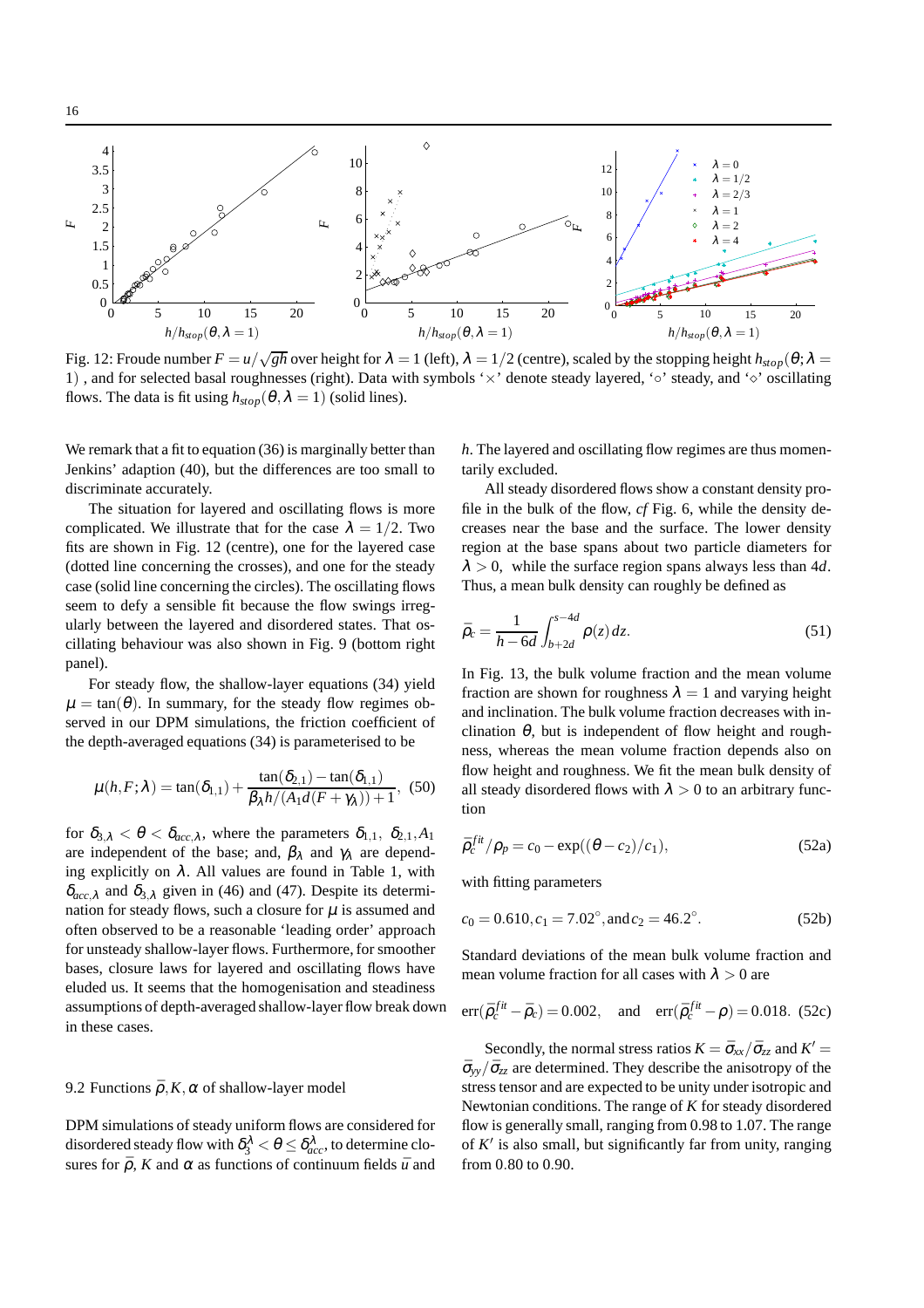Fig. 12: Froude number $F = u/\sqrt{gh}$ over height for $\lambda = 1$ (left), $\lambda = 1/2$ (centre), scaled by the stopping height $h_{stop}(\theta;\lambda = 1)$ , and for selected basal roughnesses (right). Data with symbols '×' denote steady layered, '∘' steady, and '⋄' oscillating flows. The data is fit using $h_{stop}(\theta,\lambda = 1)$ (solid lines).

We remark that a fit to equation (36) is marginally better than Jenkins' adaption (40), but the differences are too small to discriminate accurately.

The situation for layered and oscillating flows is more complicated. We illustrate that for the case $\lambda = 1/2$. Two fits are shown in Fig. 12 (centre), one for the layered case (dotted line concerning the crosses), and one for the steady case (solid line concerning the circles). The oscillating flows seem to defy a sensible fit because the flow swings irregularly between the layered and disordered states. That oscillating behaviour was also shown in Fig. 9 (bottom right panel).

For steady flow, the shallow-layer equations (34) yield $\mu = \tan(\theta)$. In summary, for the steady flow regimes observed in our DPM simulations, the friction coefficient of the depth-averaged equations (34) is parameterised to be

$$\mu(h,F;\lambda) = \tan(\delta_{1,1}) + \frac{\tan(\delta_{2,1}) - \tan(\delta_{1,1})}{\beta_\lambda h/(A_1 d(F+\gamma_\lambda))+1}, \quad (50)$$

for $\delta_{3,\lambda} < \theta < \delta_{acc,\lambda}$, where the parameters $\delta_{1,1}$, $\delta_{2,1}, A_1$ are independent of the base; and, $\beta_\lambda$ and $\gamma_\lambda$ are depending explicitly on $\lambda$. All values are found in Table 1, with $\delta_{acc,\lambda}$ and $\delta_{3,\lambda}$ given in (46) and (47). Despite its determination for steady flows, such a closure for $\mu$ is assumed and often observed to be a reasonable 'leading order' approach for unsteady shallow-layer flows. Furthermore, for smoother bases, closure laws for layered and oscillating flows have eluded us. It seems that the homogenisation and steadiness assumptions of depth-averaged shallow-layer flow break down in these cases.

## 9.2 Functions $\bar{\rho}, K, \alpha$ of shallow-layer model

DPM simulations of steady uniform flows are considered for disordered steady flow with $\delta_3^\lambda < \theta \leq \delta_{acc}^\lambda$, to determine closures for $\bar{\rho}$, $K$ and $\alpha$ as functions of continuum fields $\bar{u}$ and $h$. The layered and oscillating flow regimes are thus momentarily excluded.

All steady disordered flows show a constant density profile in the bulk of the flow, *cf* Fig. 6, while the density decreases near the base and the surface. The lower density region at the base spans about two particle diameters for $\lambda > 0$, while the surface region spans always less than $4d$. Thus, a mean bulk density can roughly be defined as

$$\bar{\rho}_c = \frac{1}{h-6d}\int_{b+2d}^{s-4d} \rho(z)\,dz. \quad (51)$$

In Fig. 13, the bulk volume fraction and the mean volume fraction are shown for roughness $\lambda = 1$ and varying height and inclination. The bulk volume fraction decreases with inclination $\theta$, but is independent of flow height and roughness, whereas the mean volume fraction depends also on flow height and roughness. We fit the mean bulk density of all steady disordered flows with $\lambda > 0$ to an arbitrary function

$$\bar{\rho}_c^{fit}/\rho_p = c_0 - \exp((\theta - c_2)/c_1), \quad (52a)$$

with fitting parameters

$$c_0 = 0.610, c_1 = 7.02^\circ, \text{and}\, c_2 = 46.2^\circ. \quad (52b)$$

Standard deviations of the mean bulk volume fraction and mean volume fraction for all cases with $\lambda > 0$ are

$$\text{err}(\bar{\rho}_c^{fit} - \bar{\rho}_c) = 0.002, \quad \text{and} \quad \text{err}(\bar{\rho}_c^{fit} - \rho) = 0.018. \quad (52c)$$

Secondly, the normal stress ratios $K = \bar{\sigma}_{xx}/\bar{\sigma}_{zz}$ and $K' = \bar{\sigma}_{yy}/\bar{\sigma}_{zz}$ are determined. They describe the anisotropy of the stress tensor and are expected to be unity under isotropic and Newtonian conditions. The range of $K$ for steady disordered flow is generally small, ranging from 0.98 to 1.07. The range of $K'$ is also small, but significantly far from unity, ranging from 0.80 to 0.90.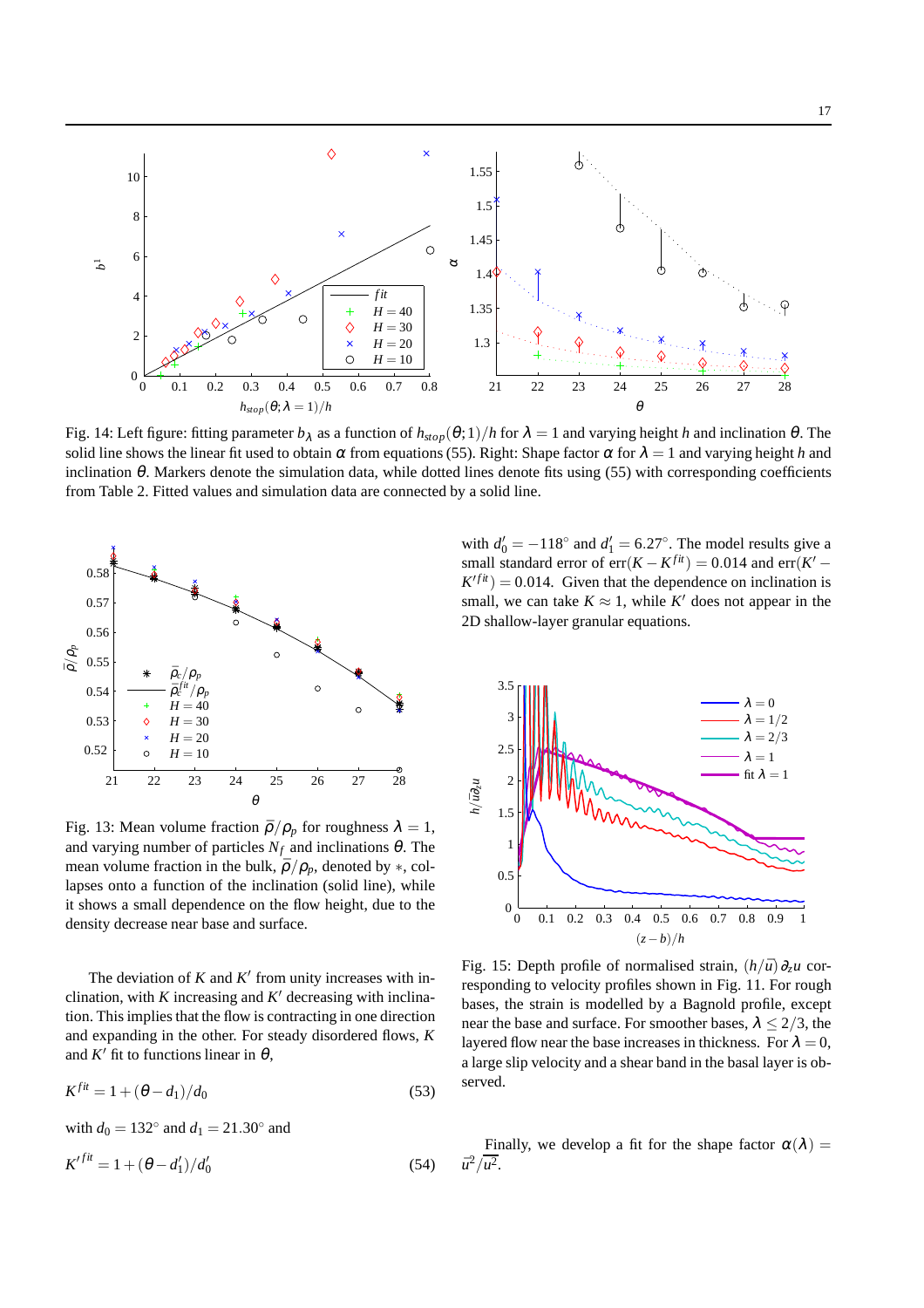Fig. 14: Left figure: fitting parameter $b_\lambda$ as a function of $h_{stop}(\theta;1)/h$ for $\lambda = 1$ and varying height $h$ and inclination $\theta$. The solid line shows the linear fit used to obtain $\alpha$ from equations (55). Right: Shape factor $\alpha$ for $\lambda = 1$ and varying height $h$ and inclination $\theta$. Markers denote the simulation data, while dotted lines denote fits using (55) with corresponding coefficients from Table 2. Fitted values and simulation data are connected by a solid line.

Fig. 13: Mean volume fraction $\bar{\rho}/\rho_p$ for roughness $\lambda = 1$, and varying number of particles $N_f$ and inclinations $\theta$. The mean volume fraction in the bulk, $\bar{\rho}_c/\rho_p$, denoted by $*$, collapses onto a function of the inclination (solid line), while it shows a small dependence on the flow height, due to the density decrease near base and surface.

The deviation of $K$ and $K'$ from unity increases with inclination, with $K$ increasing and $K'$ decreasing with inclination. This implies that the flow is contracting in one direction and expanding in the other. For steady disordered flows, $K$ and $K'$ fit to functions linear in $\theta$,

$$K^{fit} = 1 + (\theta - d_1)/d_0 \tag{53}$$

with $d_0 = 132^\circ$ and $d_1 = 21.30^\circ$ and

$$K'^{fit} = 1 + (\theta - d_1')/d_0' \tag{54}$$

with $d_0' = -118^\circ$ and $d_1' = 6.27^\circ$. The model results give a small standard error of $\mathrm{err}(K - K^{fit}) = 0.014$ and $\mathrm{err}(K' - K'^{fit}) = 0.014$. Given that the dependence on inclination is small, we can take $K \approx 1$, while $K'$ does not appear in the 2D shallow-layer granular equations.

Fig. 15: Depth profile of normalised strain, $(h/\bar{u})\,\partial_z u$ corresponding to velocity profiles shown in Fig. 11. For rough bases, the strain is modelled by a Bagnold profile, except near the base and surface. For smoother bases, $\lambda \leq 2/3$, the layered flow near the base increases in thickness. For $\lambda = 0$, a large slip velocity and a shear band in the basal layer is observed.

Finally, we develop a fit for the shape factor $\alpha(\lambda) = \bar{u}^2/\overline{u^2}$.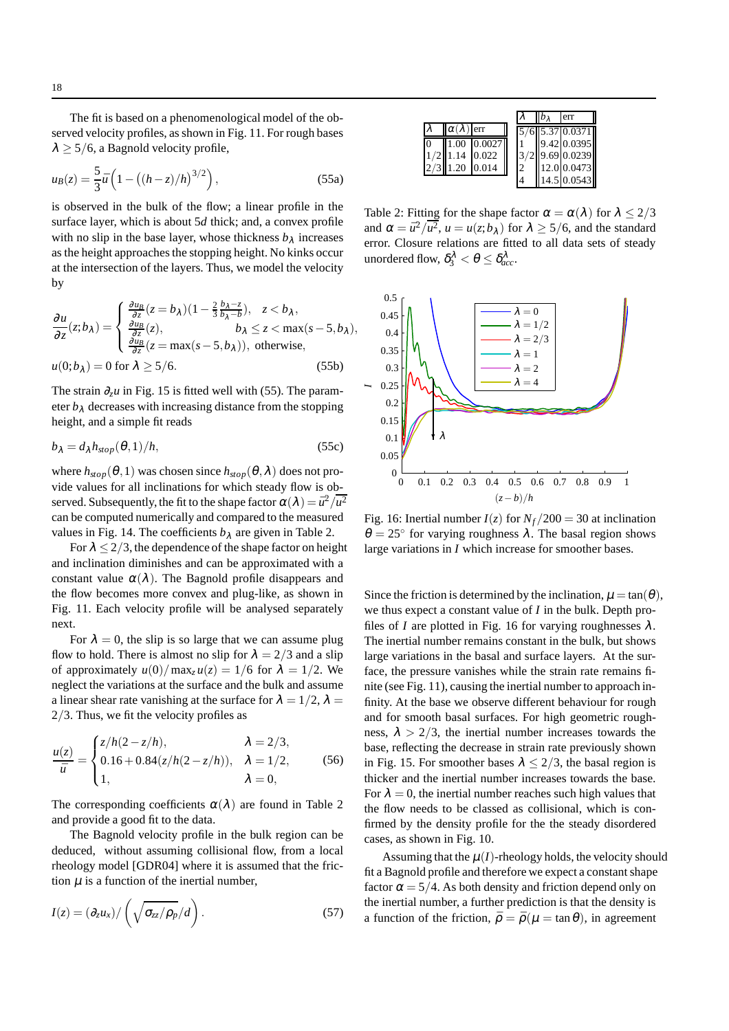The fit is based on a phenomenological model of the observed velocity profiles, as shown in Fig. 11. For rough bases $\lambda \geq 5/6$, a Bagnold velocity profile,

$$u_B(z) = \frac{5}{3}\bar{u}\left(1 - \left((h-z)/h\right)^{3/2}\right), \tag{55a}$$

is observed in the bulk of the flow; a linear profile in the surface layer, which is about $5d$ thick; and, a convex profile with no slip in the base layer, whose thickness $b_\lambda$ increases as the height approaches the stopping height. No kinks occur at the intersection of the layers. Thus, we model the velocity by

$$\frac{\partial u}{\partial z}(z; b_\lambda) = \begin{cases} \frac{\partial u_B}{\partial z}(z = b_\lambda)(1 - \frac{2}{3}\frac{b_\lambda - z}{b_\lambda - b}), & z < b_\lambda, \\ \frac{\partial u_B}{\partial z}(z), & b_\lambda \leq z < \max(s-5, b_\lambda), \\ \frac{\partial u_B}{\partial z}(z = \max(s-5, b_\lambda)), & \text{otherwise}, \end{cases}$$

$$u(0; b_\lambda) = 0 \text{ for } \lambda \geq 5/6. \tag{55b}$$

The strain $\partial_z u$ in Fig. 15 is fitted well with (55). The parameter $b_\lambda$ decreases with increasing distance from the stopping height, and a simple fit reads

$$b_\lambda = d_\lambda h_{stop}(\theta, 1)/h, \tag{55c}$$

where $h_{stop}(\theta, 1)$ was chosen since $h_{stop}(\theta, \lambda)$ does not provide values for all inclinations for which steady flow is observed. Subsequently, the fit to the shape factor $\alpha(\lambda) = \bar{u}^2/\overline{u^2}$ can be computed numerically and compared to the measured values in Fig. 14. The coefficients $b_\lambda$ are given in Table 2.

For $\lambda \leq 2/3$, the dependence of the shape factor on height and inclination diminishes and can be approximated with a constant value $\alpha(\lambda)$. The Bagnold profile disappears and the flow becomes more convex and plug-like, as shown in Fig. 11. Each velocity profile will be analysed separately next.

For $\lambda = 0$, the slip is so large that we can assume plug flow to hold. There is almost no slip for $\lambda = 2/3$ and a slip of approximately $u(0)/\max_z u(z) = 1/6$ for $\lambda = 1/2$. We neglect the variations at the surface and the bulk and assume a linear shear rate vanishing at the surface for $\lambda = 1/2$, $\lambda = 2/3$. Thus, we fit the velocity profiles as

$$\frac{u(z)}{\bar{u}} = \begin{cases} z/h(2 - z/h), & \lambda = 2/3, \\ 0.16 + 0.84(z/h(2 - z/h)), & \lambda = 1/2, \\ 1, & \lambda = 0, \end{cases} \tag{56}$$

The corresponding coefficients $\alpha(\lambda)$ are found in Table 2 and provide a good fit to the data.

The Bagnold velocity profile in the bulk region can be deduced, without assuming collisional flow, from a local rheology model [GDR04] where it is assumed that the friction $\mu$ is a function of the inertial number,

$$I(z) = (\partial_z u_x) / \left(\sqrt{\sigma_{zz}/\rho_p}/d\right). \tag{57}$$

| $\lambda$ | $\alpha(\lambda)$ | err |
|---|---|---|
| 0 | 1.00 | 0.0027 |
| 1/2 | 1.14 | 0.022 |
| 2/3 | 1.20 | 0.014 |

| $\lambda$ | $b_\lambda$ | err |
|---|---|---|
| 5/6 | 5.37 | 0.0371 |
| 1 | 9.42 | 0.0395 |
| 3/2 | 9.69 | 0.0239 |
| 2 | 12.0 | 0.0473 |
| 4 | 14.5 | 0.0543 |

Table 2: Fitting for the shape factor $\alpha = \alpha(\lambda)$ for $\lambda \leq 2/3$ and $\alpha = \bar{u}^2/\overline{u^2}$, $u = u(z; b_\lambda)$ for $\lambda \geq 5/6$, and the standard error. Closure relations are fitted to all data sets of steady unordered flow, $\delta_3^\lambda < \theta \leq \delta_{acc}^\lambda$.

Fig. 16: Inertial number $I(z)$ for $N_f/200 = 30$ at inclination $\theta = 25^\circ$ for varying roughness $\lambda$. The basal region shows large variations in $I$ which increase for smoother bases.

Since the friction is determined by the inclination, $\mu = \tan(\theta)$, we thus expect a constant value of $I$ in the bulk. Depth profiles of $I$ are plotted in Fig. 16 for varying roughnesses $\lambda$. The inertial number remains constant in the bulk, but shows large variations in the basal and surface layers. At the surface, the pressure vanishes while the strain rate remains finite (see Fig. 11), causing the inertial number to approach infinity. At the base we observe different behaviour for rough and for smooth basal surfaces. For high geometric roughness, $\lambda > 2/3$, the inertial number increases towards the base, reflecting the decrease in strain rate previously shown in Fig. 15. For smoother bases $\lambda \leq 2/3$, the basal region is thicker and the inertial number increases towards the base. For $\lambda = 0$, the inertial number reaches such high values that the flow needs to be classed as collisional, which is confirmed by the density profile for the the steady disordered cases, as shown in Fig. 10.

Assuming that the $\mu(I)$-rheology holds, the velocity should fit a Bagnold profile and therefore we expect a constant shape factor $\alpha = 5/4$. As both density and friction depend only on the inertial number, a further prediction is that the density is a function of the friction, $\bar{\rho} = \bar{\rho}(\mu = \tan\theta)$, in agreement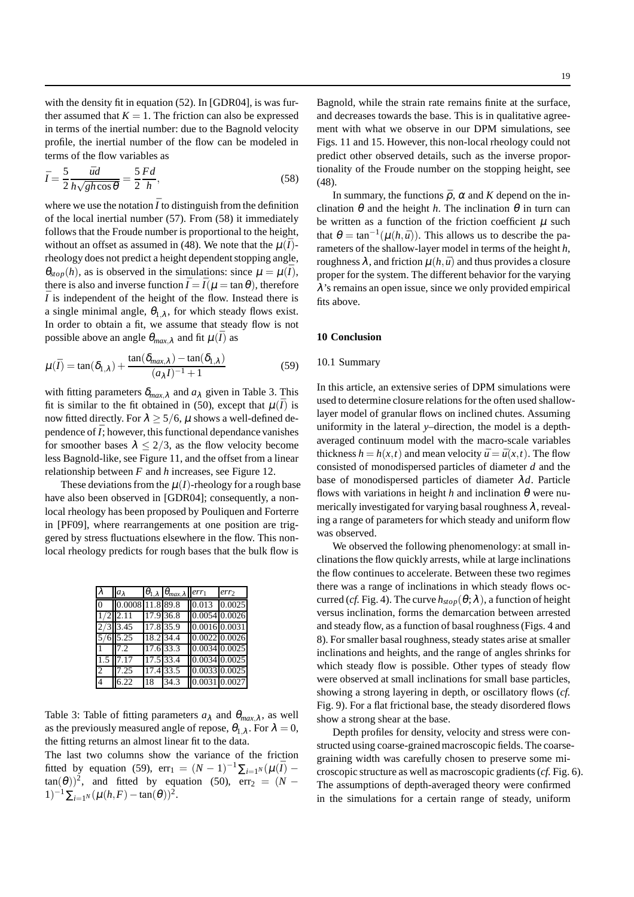with the density fit in equation (52). In [GDR04], is was further assumed that $K = 1$. The friction can also be expressed in terms of the inertial number: due to the Bagnold velocity profile, the inertial number of the flow can be modeled in terms of the flow variables as

$$\bar{I} = \frac{5}{2}\frac{\bar{u}d}{h\sqrt{gh\cos\theta}} = \frac{5}{2}\frac{Fd}{h}, \tag{58}$$

where we use the notation $\bar{I}$ to distinguish from the definition of the local inertial number (57). From (58) it immediately follows that the Froude number is proportional to the height, without an offset as assumed in (48). We note that the $\mu(\bar{I})$-rheology does not predict a height dependent stopping angle, $\theta_{stop}(h)$, as is observed in the simulations: since $\mu = \mu(\bar{I})$, there is also and inverse function $\bar{I} = \bar{I}(\mu = \tan\theta)$, therefore $\bar{I}$ is independent of the height of the flow. Instead there is a single minimal angle, $\theta_{1,\lambda}$, for which steady flows exist. In order to obtain a fit, we assume that steady flow is not possible above an angle $\theta_{max,\lambda}$ and fit $\mu(\bar{I})$ as

$$\mu(\bar{I}) = \tan(\delta_{1,\lambda}) + \frac{\tan(\delta_{max,\lambda}) - \tan(\delta_{1,\lambda})}{(a_\lambda I)^{-1} + 1} \tag{59}$$

with fitting parameters $\delta_{max,\lambda}$ and $a_\lambda$ given in Table 3. This fit is similar to the fit obtained in (50), except that $\mu(\bar{I})$ is now fitted directly. For $\lambda \geq 5/6$, $\mu$ shows a well-defined dependence of $\bar{I}$; however, this functional dependance vanishes for smoother bases $\lambda \leq 2/3$, as the flow velocity become less Bagnold-like, see Figure 11, and the offset from a linear relationship between $F$ and $h$ increases, see Figure 12.

These deviations from the $\mu(I)$-rheology for a rough base have also been observed in [GDR04]; consequently, a non-local rheology has been proposed by Pouliquen and Forterre in [PF09], where rearrangements at one position are triggered by stress fluctuations elsewhere in the flow. This non-local rheology predicts for rough bases that the bulk flow is

| $\lambda$ | $a_\lambda$ | $\theta_{1,\lambda}$ | $\theta_{max,\lambda}$ | $err_1$ | $err_2$ |
|---|---|---|---|---|---|
| 0 | 0.0008 | 11.8 | 89.8 | 0.013 | 0.0025 |
| 1/2 | 2.11 | 17.9 | 36.8 | 0.0054 | 0.0026 |
| 2/3 | 3.45 | 17.8 | 35.9 | 0.0016 | 0.0031 |
| 5/6 | 5.25 | 18.2 | 34.4 | 0.0022 | 0.0026 |
| 1 | 7.2 | 17.6 | 33.3 | 0.0034 | 0.0025 |
| 1.5 | 7.17 | 17.5 | 33.4 | 0.0034 | 0.0025 |
| 2 | 7.25 | 17.4 | 33.5 | 0.0033 | 0.0025 |
| 4 | 6.22 | 18 | 34.3 | 0.0031 | 0.0027 |

Table 3: Table of fitting parameters $a_\lambda$ and $\theta_{max,\lambda}$, as well as the previously measured angle of repose, $\theta_{1,\lambda}$. For $\lambda = 0$, the fitting returns an almost linear fit to the data.
The last two columns show the variance of the friction fitted by equation (59), $\text{err}_1 = (N-1)^{-1}\sum_{i=1^N}(\mu(\bar{I}) - \tan(\theta))^2$, and fitted by equation (50), $\text{err}_2 = (N-1)^{-1}\sum_{i=1^N}(\mu(h,F) - \tan(\theta))^2$.

Bagnold, while the strain rate remains finite at the surface, and decreases towards the base. This is in qualitative agreement with what we observe in our DPM simulations, see Figs. 11 and 15. However, this non-local rheology could not predict other observed details, such as the inverse proportionality of the Froude number on the stopping height, see (48).

In summary, the functions $\bar{\rho}$, $\alpha$ and $K$ depend on the inclination $\theta$ and the height $h$. The inclination $\theta$ in turn can be written as a function of the friction coefficient $\mu$ such that $\theta = \tan^{-1}(\mu(h,\bar{u}))$. This allows us to describe the parameters of the shallow-layer model in terms of the height $h$, roughness $\lambda$, and friction $\mu(h,\bar{u})$ and thus provides a closure proper for the system. The different behavior for the varying $\lambda$'s remains an open issue, since we only provided empirical fits above.

## 10 Conclusion

### 10.1 Summary

In this article, an extensive series of DPM simulations were used to determine closure relations for the often used shallow-layer model of granular flows on inclined chutes. Assuming uniformity in the lateral $y$–direction, the model is a depth-averaged continuum model with the macro-scale variables thickness $h = h(x,t)$ and mean velocity $\bar{u} = \bar{u}(x,t)$. The flow consisted of monodispersed particles of diameter $d$ and the base of monodispersed particles of diameter $\lambda d$. Particle flows with variations in height $h$ and inclination $\theta$ were numerically investigated for varying basal roughness $\lambda$, revealing a range of parameters for which steady and uniform flow was observed.

We observed the following phenomenology: at small inclinations the flow quickly arrests, while at large inclinations the flow continues to accelerate. Between these two regimes there was a range of inclinations in which steady flows occurred (*cf.* Fig. 4). The curve $h_{stop}(\theta;\lambda)$, a function of height versus inclination, forms the demarcation between arrested and steady flow, as a function of basal roughness (Figs. 4 and 8). For smaller basal roughness, steady states arise at smaller inclinations and heights, and the range of angles shrinks for which steady flow is possible. Other types of steady flow were observed at small inclinations for small base particles, showing a strong layering in depth, or oscillatory flows (*cf.* Fig. 9). For a flat frictional base, the steady disordered flows show a strong shear at the base.

Depth profiles for density, velocity and stress were constructed using coarse-grained macroscopic fields. The coarse-graining width was carefully chosen to preserve some microscopic structure as well as macroscopic gradients (*cf.* Fig. 6). The assumptions of depth-averaged theory were confirmed in the simulations for a certain range of steady, uniform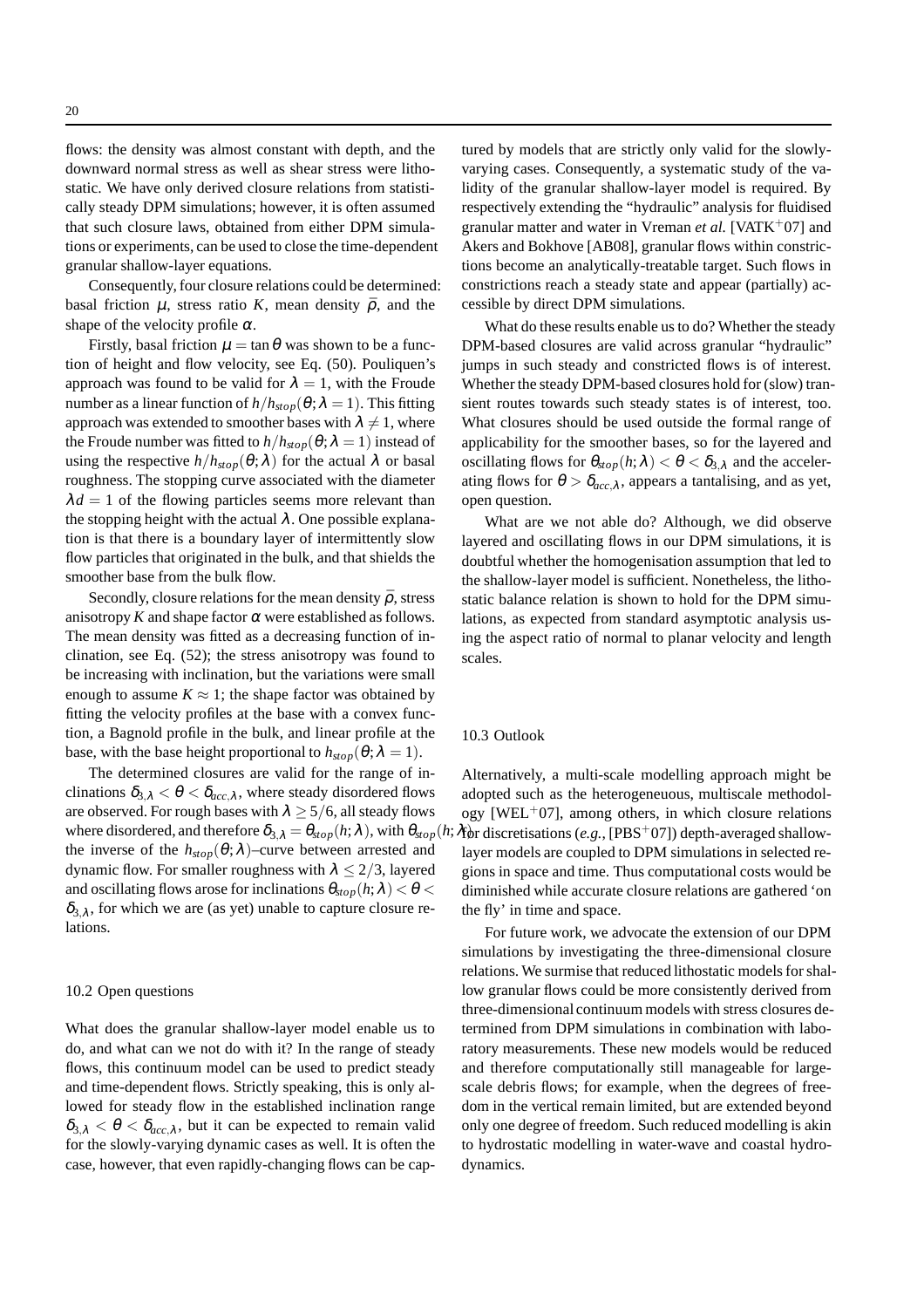flows: the density was almost constant with depth, and the downward normal stress as well as shear stress were lithostatic. We have only derived closure relations from statistically steady DPM simulations; however, it is often assumed that such closure laws, obtained from either DPM simulations or experiments, can be used to close the time-dependent granular shallow-layer equations.

Consequently, four closure relations could be determined: basal friction $\mu$, stress ratio $K$, mean density $\bar{\rho}$, and the shape of the velocity profile $\alpha$.

Firstly, basal friction $\mu = \tan\theta$ was shown to be a function of height and flow velocity, see Eq. (50). Pouliquen's approach was found to be valid for $\lambda = 1$, with the Froude number as a linear function of $h/h_{stop}(\theta;\lambda=1)$. This fitting approach was extended to smoother bases with $\lambda \neq 1$, where the Froude number was fitted to $h/h_{stop}(\theta;\lambda=1)$ instead of using the respective $h/h_{stop}(\theta;\lambda)$ for the actual $\lambda$ or basal roughness. The stopping curve associated with the diameter $\lambda d = 1$ of the flowing particles seems more relevant than the stopping height with the actual $\lambda$. One possible explanation is that there is a boundary layer of intermittently slow flow particles that originated in the bulk, and that shields the smoother base from the bulk flow.

Secondly, closure relations for the mean density $\bar{\rho}$, stress anisotropy $K$ and shape factor $\alpha$ were established as follows. The mean density was fitted as a decreasing function of inclination, see Eq. (52); the stress anisotropy was found to be increasing with inclination, but the variations were small enough to assume $K \approx 1$; the shape factor was obtained by fitting the velocity profiles at the base with a convex function, a Bagnold profile in the bulk, and linear profile at the base, with the base height proportional to $h_{stop}(\theta;\lambda=1)$.

The determined closures are valid for the range of inclinations $\delta_{3,\lambda} < \theta < \delta_{acc,\lambda}$, where steady disordered flows are observed. For rough bases with $\lambda \geq 5/6$, all steady flows where disordered, and therefore $\delta_{3,\lambda} = \theta_{stop}(h;\lambda)$, with $\theta_{stop}(h;\lambda)$ the inverse of the $h_{stop}(\theta;\lambda)$–curve between arrested and dynamic flow. For smaller roughness with $\lambda \leq 2/3$, layered and oscillating flows arose for inclinations $\theta_{stop}(h;\lambda) < \theta < \delta_{3,\lambda}$, for which we are (as yet) unable to capture closure relations.

## 10.2 Open questions

What does the granular shallow-layer model enable us to do, and what can we not do with it? In the range of steady flows, this continuum model can be used to predict steady and time-dependent flows. Strictly speaking, this is only allowed for steady flow in the established inclination range $\delta_{3,\lambda} < \theta < \delta_{acc,\lambda}$, but it can be expected to remain valid for the slowly-varying dynamic cases as well. It is often the case, however, that even rapidly-changing flows can be captured by models that are strictly only valid for the slowly-varying cases. Consequently, a systematic study of the validity of the granular shallow-layer model is required. By respectively extending the "hydraulic" analysis for fluidised granular matter and water in Vreman *et al.* [VATK+07] and Akers and Bokhove [AB08], granular flows within constrictions become an analytically-treatable target. Such flows in constrictions reach a steady state and appear (partially) accessible by direct DPM simulations.

What do these results enable us to do? Whether the steady DPM-based closures are valid across granular "hydraulic" jumps in such steady and constricted flows is of interest. Whether the steady DPM-based closures hold for (slow) transient routes towards such steady states is of interest, too. What closures should be used outside the formal range of applicability for the smoother bases, so for the layered and oscillating flows for $\theta_{stop}(h;\lambda) < \theta < \delta_{3,\lambda}$ and the accelerating flows for $\theta > \delta_{acc,\lambda}$, appears a tantalising, and as yet, open question.

What are we not able do? Although, we did observe layered and oscillating flows in our DPM simulations, it is doubtful whether the homogenisation assumption that led to the shallow-layer model is sufficient. Nonetheless, the lithostatic balance relation is shown to hold for the DPM simulations, as expected from standard asymptotic analysis using the aspect ratio of normal to planar velocity and length scales.

## 10.3 Outlook

Alternatively, a multi-scale modelling approach might be adopted such as the heterogeneuous, multiscale methodology [WEL+07], among others, in which closure relations for discretisations (*e.g.*, [PBS+07]) depth-averaged shallow-layer models are coupled to DPM simulations in selected regions in space and time. Thus computational costs would be diminished while accurate closure relations are gathered 'on the fly' in time and space.

For future work, we advocate the extension of our DPM simulations by investigating the three-dimensional closure relations. We surmise that reduced lithostatic models for shallow granular flows could be more consistently derived from three-dimensional continuum models with stress closures determined from DPM simulations in combination with laboratory measurements. These new models would be reduced and therefore computationally still manageable for large-scale debris flows; for example, when the degrees of freedom in the vertical remain limited, but are extended beyond only one degree of freedom. Such reduced modelling is akin to hydrostatic modelling in water-wave and coastal hydrodynamics.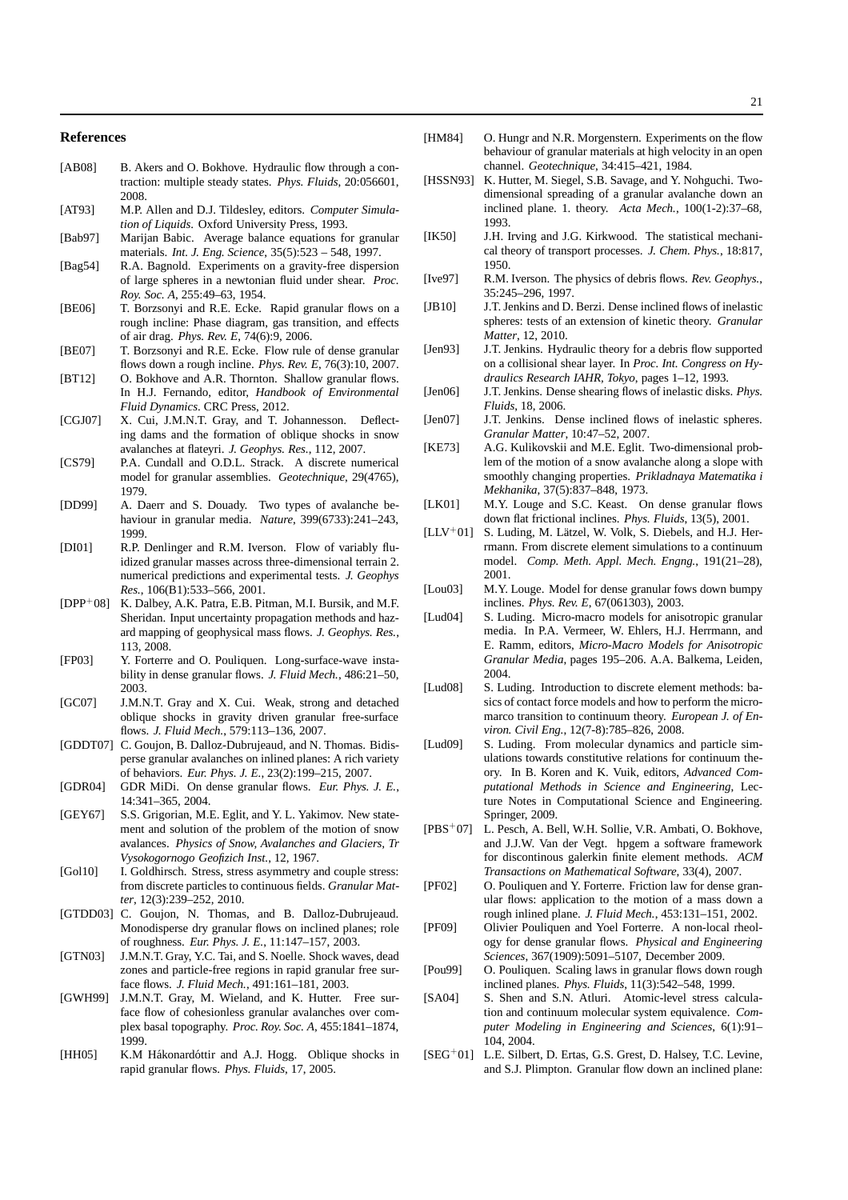## References

[AB08] B. Akers and O. Bokhove. Hydraulic flow through a contraction: multiple steady states. *Phys. Fluids*, 20:056601, 2008.

[AT93] M.P. Allen and D.J. Tildesley, editors. *Computer Simulation of Liquids*. Oxford University Press, 1993.

[Bab97] Marijan Babic. Average balance equations for granular materials. *Int. J. Eng. Science*, 35(5):523 – 548, 1997.

[Bag54] R.A. Bagnold. Experiments on a gravity-free dispersion of large spheres in a newtonian fluid under shear. *Proc. Roy. Soc. A*, 255:49–63, 1954.

[BE06] T. Borzsonyi and R.E. Ecke. Rapid granular flows on a rough incline: Phase diagram, gas transition, and effects of air drag. *Phys. Rev. E*, 74(6):9, 2006.

[BE07] T. Borzsonyi and R.E. Ecke. Flow rule of dense granular flows down a rough incline. *Phys. Rev. E*, 76(3):10, 2007.

[BT12] O. Bokhove and A.R. Thornton. Shallow granular flows. In H.J. Fernando, editor, *Handbook of Environmental Fluid Dynamics*. CRC Press, 2012.

[CGJ07] X. Cui, J.M.N.T. Gray, and T. Johannesson. Deflecting dams and the formation of oblique shocks in snow avalanches at flateyri. *J. Geophys. Res.*, 112, 2007.

[CS79] P.A. Cundall and O.D.L. Strack. A discrete numerical model for granular assemblies. *Geotechnique*, 29(4765), 1979.

[DD99] A. Daerr and S. Douady. Two types of avalanche behaviour in granular media. *Nature*, 399(6733):241–243, 1999.

[DI01] R.P. Denlinger and R.M. Iverson. Flow of variably fluidized granular masses across three-dimensional terrain 2. numerical predictions and experimental tests. *J. Geophys Res.*, 106(B1):533–566, 2001.

[DPP+08] K. Dalbey, A.K. Patra, E.B. Pitman, M.I. Bursik, and M.F. Sheridan. Input uncertainty propagation methods and hazard mapping of geophysical mass flows. *J. Geophys. Res.*, 113, 2008.

[FP03] Y. Forterre and O. Pouliquen. Long-surface-wave instability in dense granular flows. *J. Fluid Mech.*, 486:21–50, 2003.

[GC07] J.M.N.T. Gray and X. Cui. Weak, strong and detached oblique shocks in gravity driven granular free-surface flows. *J. Fluid Mech.*, 579:113–136, 2007.

[GDDT07] C. Goujon, B. Dalloz-Dubrujeaud, and N. Thomas. Bidisperse granular avalanches on inlined planes: A rich variety of behaviors. *Eur. Phys. J. E.*, 23(2):199–215, 2007.

[GDR04] GDR MiDi. On dense granular flows. *Eur. Phys. J. E.*, 14:341–365, 2004.

[GEY67] S.S. Grigorian, M.E. Eglit, and Y. L. Yakimov. New statement and solution of the problem of the motion of snow avalances. *Physics of Snow, Avalanches and Glaciers, Tr Vysokogornogo Geofizich Inst.*, 12, 1967.

[Gol10] I. Goldhirsch. Stress, stress asymmetry and couple stress: from discrete particles to continuous fields. *Granular Matter*, 12(3):239–252, 2010.

[GTDD03] C. Goujon, N. Thomas, and B. Dalloz-Dubrujeaud. Monodisperse dry granular flows on inclined planes; role of roughness. *Eur. Phys. J. E.*, 11:147–157, 2003.

[GTN03] J.M.N.T. Gray, Y.C. Tai, and S. Noelle. Shock waves, dead zones and particle-free regions in rapid granular free surface flows. *J. Fluid Mech.*, 491:161–181, 2003.

[GWH99] J.M.N.T. Gray, M. Wieland, and K. Hutter. Free surface flow of cohesionless granular avalanches over complex basal topography. *Proc. Roy. Soc. A*, 455:1841–1874, 1999.

[HH05] K.M Hákonardóttir and A.J. Hogg. Oblique shocks in rapid granular flows. *Phys. Fluids*, 17, 2005.

[HM84] O. Hungr and N.R. Morgenstern. Experiments on the flow behaviour of granular materials at high velocity in an open channel. *Geotechnique*, 34:415–421, 1984.

[HSSN93] K. Hutter, M. Siegel, S.B. Savage, and Y. Nohguchi. Two-dimensional spreading of a granular avalanche down an inclined plane. 1. theory. *Acta Mech.*, 100(1-2):37–68, 1993.

[IK50] J.H. Irving and J.G. Kirkwood. The statistical mechanical theory of transport processes. *J. Chem. Phys.*, 18:817, 1950.

[Ive97] R.M. Iverson. The physics of debris flows. *Rev. Geophys.*, 35:245–296, 1997.

[JB10] J.T. Jenkins and D. Berzi. Dense inclined flows of inelastic spheres: tests of an extension of kinetic theory. *Granular Matter*, 12, 2010.

[Jen93] J.T. Jenkins. Hydraulic theory for a debris flow supported on a collisional shear layer. In *Proc. Int. Congress on Hydraulics Research IAHR, Tokyo*, pages 1–12, 1993.

[Jen06] J.T. Jenkins. Dense shearing flows of inelastic disks. *Phys. Fluids*, 18, 2006.

[Jen07] J.T. Jenkins. Dense inclined flows of inelastic spheres. *Granular Matter*, 10:47–52, 2007.

[KE73] A.G. Kulikovskii and M.E. Eglit. Two-dimensional problem of the motion of a snow avalanche along a slope with smoothly changing properties. *Prikladnaya Matematika i Mekhanika*, 37(5):837–848, 1973.

[LK01] M.Y. Louge and S.C. Keast. On dense granular flows down flat frictional inclines. *Phys. Fluids*, 13(5), 2001.

[LLV+01] S. Luding, M. Lätzel, W. Volk, S. Diebels, and H.J. Herrmann. From discrete element simulations to a continuum model. *Comp. Meth. Appl. Mech. Engng.*, 191(21–28), 2001.

[Lou03] M.Y. Louge. Model for dense granular fows down bumpy inclines. *Phys. Rev. E*, 67(061303), 2003.

[Lud04] S. Luding. Micro-macro models for anisotropic granular media. In P.A. Vermeer, W. Ehlers, H.J. Herrmann, and E. Ramm, editors, *Micro-Macro Models for Anisotropic Granular Media*, pages 195–206. A.A. Balkema, Leiden, 2004.

[Lud08] S. Luding. Introduction to discrete element methods: basics of contact force models and how to perform the micro-marco transition to continuum theory. *European J. of Environ. Civil Eng.*, 12(7-8):785–826, 2008.

[Lud09] S. Luding. From molecular dynamics and particle simulations towards constitutive relations for continuum theory. In B. Koren and K. Vuik, editors, *Advanced Computational Methods in Science and Engineering*, Lecture Notes in Computational Science and Engineering. Springer, 2009.

[PBS+07] L. Pesch, A. Bell, W.H. Sollie, V.R. Ambati, O. Bokhove, and J.J.W. Van der Vegt. hpgem a software framework for discontinous galerkin finite element methods. *ACM Transactions on Mathematical Software*, 33(4), 2007.

[PF02] O. Pouliquen and Y. Forterre. Friction law for dense granular flows: application to the motion of a mass down a rough inlined plane. *J. Fluid Mech.*, 453:131–151, 2002.

[PF09] Olivier Pouliquen and Yoel Forterre. A non-local rheology for dense granular flows. *Physical and Engineering Sciences*, 367(1909):5091–5107, December 2009.

[Pou99] O. Pouliquen. Scaling laws in granular flows down rough inclined planes. *Phys. Fluids*, 11(3):542–548, 1999.

[SA04] S. Shen and S.N. Atluri. Atomic-level stress calculation and continuum molecular system equivalence. *Computer Modeling in Engineering and Sciences*, 6(1):91–104, 2004.

[SEG+01] L.E. Silbert, D. Ertas, G.S. Grest, D. Halsey, T.C. Levine, and S.J. Plimpton. Granular flow down an inclined plane: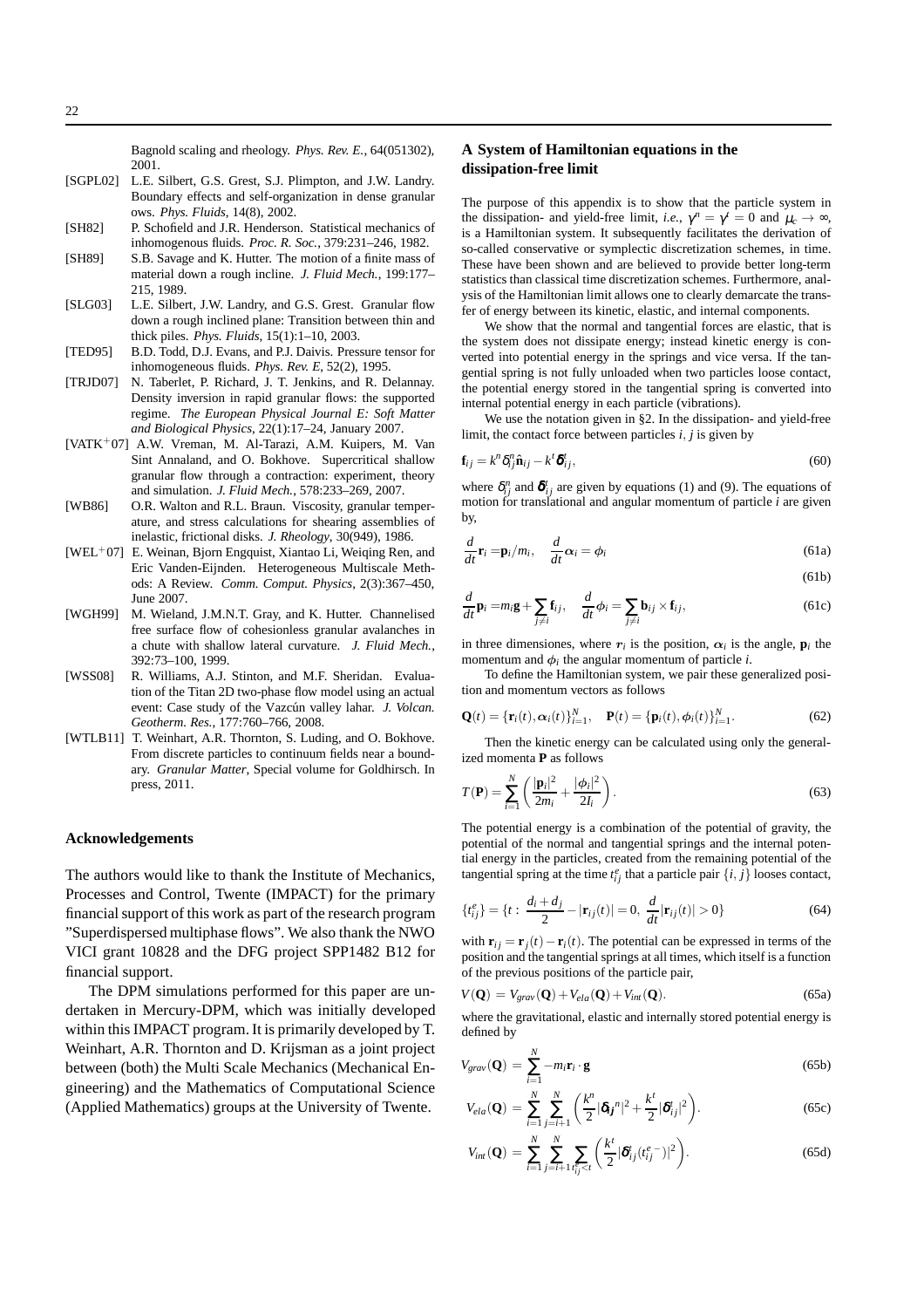Bagnold scaling and rheology. *Phys. Rev. E.*, 64(051302), 2001.

[SGPL02] L.E. Silbert, G.S. Grest, S.J. Plimpton, and J.W. Landry. Boundary effects and self-organization in dense granular ows. *Phys. Fluids*, 14(8), 2002.

[SH82] P. Schofield and J.R. Henderson. Statistical mechanics of inhomogenous fluids. *Proc. R. Soc.*, 379:231–246, 1982.

[SH89] S.B. Savage and K. Hutter. The motion of a finite mass of material down a rough incline. *J. Fluid Mech.*, 199:177–215, 1989.

[SLG03] L.E. Silbert, J.W. Landry, and G.S. Grest. Granular flow down a rough inclined plane: Transition between thin and thick piles. *Phys. Fluids*, 15(1):1–10, 2003.

[TED95] B.D. Todd, D.J. Evans, and P.J. Daivis. Pressure tensor for inhomogeneous fluids. *Phys. Rev. E*, 52(2), 1995.

[TRJD07] N. Taberlet, P. Richard, J. T. Jenkins, and R. Delannay. Density inversion in rapid granular flows: the supported regime. *The European Physical Journal E: Soft Matter and Biological Physics*, 22(1):17–24, January 2007.

[VATK+07] A.W. Vreman, M. Al-Tarazi, A.M. Kuipers, M. Van Sint Annaland, and O. Bokhove. Supercritical shallow granular flow through a contraction: experiment, theory and simulation. *J. Fluid Mech.*, 578:233–269, 2007.

[WB86] O.R. Walton and R.L. Braun. Viscosity, granular temperature, and stress calculations for shearing assemblies of inelastic, frictional disks. *J. Rheology*, 30(949), 1986.

[WEL+07] E. Weinan, Bjorn Engquist, Xiantao Li, Weiqing Ren, and Eric Vanden-Eijnden. Heterogeneous Multiscale Methods: A Review. *Comm. Comput. Physics*, 2(3):367–450, June 2007.

[WGH99] M. Wieland, J.M.N.T. Gray, and K. Hutter. Channelised free surface flow of cohesionless granular avalanches in a chute with shallow lateral curvature. *J. Fluid Mech.*, 392:73–100, 1999.

[WSS08] R. Williams, A.J. Stinton, and M.F. Sheridan. Evaluation of the Titan 2D two-phase flow model using an actual event: Case study of the Vazcún valley lahar. *J. Volcan. Geotherm. Res.*, 177:760–766, 2008.

[WTLB11] T. Weinhart, A.R. Thornton, S. Luding, and O. Bokhove. From discrete particles to continuum fields near a boundary. *Granular Matter*, Special volume for Goldhirsch. In press, 2011.

## Acknowledgements

The authors would like to thank the Institute of Mechanics, Processes and Control, Twente (IMPACT) for the primary financial support of this work as part of the research program "Superdispersed multiphase flows". We also thank the NWO VICI grant 10828 and the DFG project SPP1482 B12 for financial support.

The DPM simulations performed for this paper are undertaken in Mercury-DPM, which was initially developed within this IMPACT program. It is primarily developed by T. Weinhart, A.R. Thornton and D. Krijsman as a joint project between (both) the Multi Scale Mechanics (Mechanical Engineering) and the Mathematics of Computational Science (Applied Mathematics) groups at the University of Twente.

## A System of Hamiltonian equations in the dissipation-free limit

The purpose of this appendix is to show that the particle system in the dissipation- and yield-free limit, *i.e.*, $\gamma^n = \gamma^t = 0$ and $\mu_c \to \infty$, is a Hamiltonian system. It subsequently facilitates the derivation of so-called conservative or symplectic discretization schemes, in time. These have been shown and are believed to provide better long-term statistics than classical time discretization schemes. Furthermore, analysis of the Hamiltonian limit allows one to clearly demarcate the transfer of energy between its kinetic, elastic, and internal components.

We show that the normal and tangential forces are elastic, that is the system does not dissipate energy; instead kinetic energy is converted into potential energy in the springs and vice versa. If the tangential spring is not fully unloaded when two particles loose contact, the potential energy stored in the tangential spring is converted into internal potential energy in each particle (vibrations).

We use the notation given in §2. In the dissipation- and yield-free limit, the contact force between particles $i, j$ is given by

$$\mathbf{f}_{ij} = k^n \delta_{ij}^n \hat{\mathbf{n}}_{ij} - k^t \boldsymbol{\delta}_{ij}^t, \tag{60}$$

where $\delta_{ij}^n$ and $\boldsymbol{\delta}_{ij}^t$ are given by equations (1) and (9). The equations of motion for translational and angular momentum of particle $i$ are given by,

$$\frac{d}{dt}\mathbf{r}_i = \mathbf{p}_i/m_i, \quad \frac{d}{dt}\boldsymbol{\alpha}_i = \phi_i \tag{61a}$$

$$\tag{61b}$$

$$\frac{d}{dt}\mathbf{p}_i = m_i\mathbf{g} + \sum_{j\neq i} \mathbf{f}_{ij}, \quad \frac{d}{dt}\phi_i = \sum_{j\neq i} \mathbf{b}_{ij} \times \mathbf{f}_{ij}, \tag{61c}$$

in three dimensiones, where $\boldsymbol{r}_i$ is the position, $\boldsymbol{\alpha}_i$ is the angle, $\mathbf{p}_i$ the momentum and $\phi_i$ the angular momentum of particle $i$.

To define the Hamiltonian system, we pair these generalized position and momentum vectors as follows

$$\mathbf{Q}(t) = \{\mathbf{r}_i(t), \alpha_i(t)\}_{i=1}^N, \quad \mathbf{P}(t) = \{\mathbf{p}_i(t), \phi_i(t)\}_{i=1}^N. \tag{62}$$

Then the kinetic energy can be calculated using only the generalized momenta $\mathbf{P}$ as follows

$$T(\mathbf{P}) = \sum_{i=1}^N \left( \frac{|\mathbf{p}_i|^2}{2m_i} + \frac{|\phi_i|^2}{2I_i} \right). \tag{63}$$

The potential energy is a combination of the potential of gravity, the potential of the normal and tangential springs and the internal potential energy in the particles, created from the remaining potential of the tangential spring at the time $t_{ij}^e$ that a particle pair $\{i, j\}$ looses contact,

$$\{t_{ij}^e\} = \{t : \frac{d_i + d_j}{2} - |\mathbf{r}_{ij}(t)| = 0, \ \frac{d}{dt}|\mathbf{r}_{ij}(t)| > 0\} \tag{64}$$

with $\mathbf{r}_{ij} = \mathbf{r}_j(t) - \mathbf{r}_i(t)$. The potential can be expressed in terms of the position and the tangential springs at all times, which itself is a function of the previous positions of the particle pair,

$$V(\mathbf{Q}) = V_{grav}(\mathbf{Q}) + V_{ela}(\mathbf{Q}) + V_{int}(\mathbf{Q}). \tag{65a}$$

where the gravitational, elastic and internally stored potential energy is defined by

$$V_{grav}(\mathbf{Q}) = \sum_{i=1}^N -m_i \mathbf{r}_i \cdot \mathbf{g} \tag{65b}$$

$$V_{ela}(\mathbf{Q}) = \sum_{i=1}^N \sum_{j=i+1}^N \left( \frac{k^n}{2} |\boldsymbol{\delta}_{ij}{}^n|^2 + \frac{k^t}{2} |\boldsymbol{\delta}_{ij}^t|^2 \right). \tag{65c}$$

$$V_{int}(\mathbf{Q}) = \sum_{i=1}^N \sum_{j=i+1}^N \sum_{t_{ij}^e < t} \left( \frac{k^t}{2} |\boldsymbol{\delta}_{ij}^t(t_{ij}^{e-})|^2 \right). \tag{65d}$$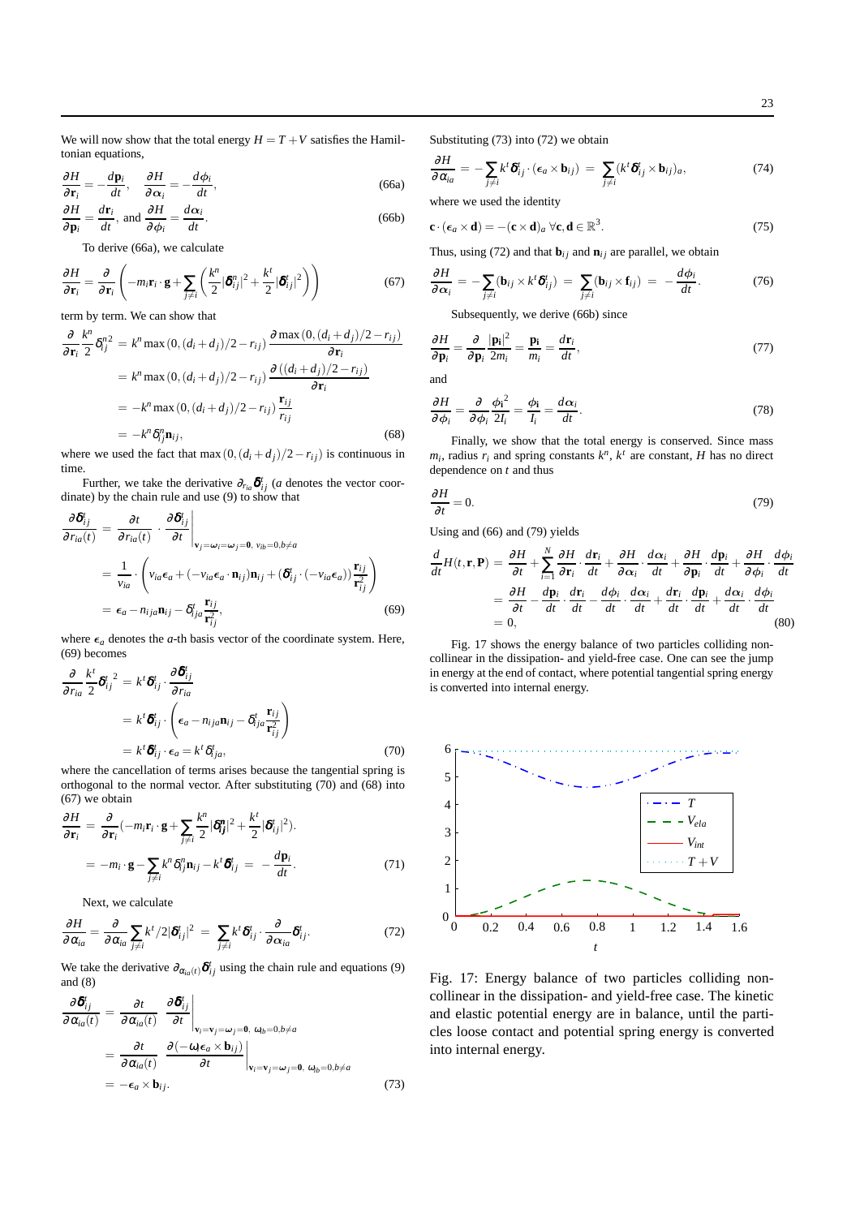We will now show that the total energy $H = T + V$ satisfies the Hamiltonian equations,

$$\frac{\partial H}{\partial \mathbf{r}_i} = -\frac{d\mathbf{p}_i}{dt}, \quad \frac{\partial H}{\partial \alpha_i} = -\frac{d\phi_i}{dt}, \tag{66a}$$

$$\frac{\partial H}{\partial \mathbf{p}_i} = \frac{d\mathbf{r}_i}{dt}, \text{ and } \frac{\partial H}{\partial \phi_i} = \frac{d\alpha_i}{dt}. \tag{66b}$$

To derive (66a), we calculate

$$\frac{\partial H}{\partial \mathbf{r}_i} = \frac{\partial}{\partial \mathbf{r}_i}\left(-m_i \mathbf{r}_i \cdot \mathbf{g} + \sum_{j\neq i}\left(\frac{k^n}{2}|\boldsymbol{\delta}^n_{ij}|^2 + \frac{k^t}{2}|\boldsymbol{\delta}^t_{ij}|^2\right)\right) \tag{67}$$

term by term. We can show that

$$\begin{aligned}
\frac{\partial}{\partial \mathbf{r}_i}\frac{k^n}{2}\delta^{n\,2}_{ij} &= k^n \max\left(0, (d_i+d_j)/2 - r_{ij}\right)\frac{\partial \max\left(0,(d_i+d_j)/2 - r_{ij}\right)}{\partial \mathbf{r}_i} \\
&= k^n \max\left(0, (d_i+d_j)/2 - r_{ij}\right)\frac{\partial\left((d_i+d_j)/2 - r_{ij}\right)}{\partial \mathbf{r}_i} \\
&= -k^n \max\left(0, (d_i+d_j)/2 - r_{ij}\right)\frac{\mathbf{r}_{ij}}{r_{ij}} \\
&= -k^n \delta^n_{ij}\mathbf{n}_{ij},
\end{aligned} \tag{68}$$

where we used the fact that $\max\left(0, (d_i+d_j)/2 - r_{ij}\right)$ is continuous in time.

Further, we take the derivative $\partial_{r_{ia}}\boldsymbol{\delta}^t_{ij}$ ($a$ denotes the vector coordinate) by the chain rule and use (9) to show that

$$\begin{aligned}
\frac{\partial \boldsymbol{\delta}^t_{ij}}{\partial r_{ia}(t)} &= \frac{\partial t}{\partial r_{ia}(t)} \cdot \left.\frac{\partial \boldsymbol{\delta}^t_{ij}}{\partial t}\right|_{\mathbf{v}_j=\boldsymbol{\omega}_i=\boldsymbol{\omega}_j=\mathbf{0},\ v_{ib}=0, b\neq a} \\
&= \frac{1}{v_{ia}} \cdot \left(v_{ia}\boldsymbol{\epsilon}_a + (-v_{ia}\boldsymbol{\epsilon}_a \cdot \mathbf{n}_{ij})\mathbf{n}_{ij} + (\boldsymbol{\delta}^t_{ij}\cdot(-v_{ia}\boldsymbol{\epsilon}_a))\frac{\mathbf{r}_{ij}}{\mathbf{r}^2_{ij}}\right) \\
&= \boldsymbol{\epsilon}_a - n_{ija}\mathbf{n}_{ij} - \delta^t_{ija}\frac{\mathbf{r}_{ij}}{\mathbf{r}^2_{ij}},
\end{aligned} \tag{69}$$

where $\boldsymbol{\epsilon}_a$ denotes the $a$-th basis vector of the coordinate system. Here, (69) becomes

$$\begin{aligned}
\frac{\partial}{\partial r_{ia}}\frac{k^t}{2}\boldsymbol{\delta}^{t\,2}_{ij} &= k^t \boldsymbol{\delta}^t_{ij} \cdot \frac{\partial \boldsymbol{\delta}^t_{ij}}{\partial r_{ia}} \\
&= k^t \boldsymbol{\delta}^t_{ij} \cdot \left(\boldsymbol{\epsilon}_a - n_{ija}\mathbf{n}_{ij} - \delta^t_{ija}\frac{\mathbf{r}_{ij}}{\mathbf{r}^2_{ij}}\right) \\
&= k^t \boldsymbol{\delta}^t_{ij} \cdot \boldsymbol{\epsilon}_a = k^t \delta^t_{ija},
\end{aligned} \tag{70}$$

where the cancellation of terms arises because the tangential spring is orthogonal to the normal vector. After substituting (70) and (68) into (67) we obtain

$$\begin{aligned}
\frac{\partial H}{\partial \mathbf{r}_i} &= \frac{\partial}{\partial \mathbf{r}_i}\left(-m_i \mathbf{r}_i \cdot \mathbf{g} + \sum_{j\neq i}\frac{k^n}{2}|\boldsymbol{\delta}^n_{ij}|^2 + \frac{k^t}{2}|\boldsymbol{\delta}^t_{ij}|^2\right). \\
&= -m_i \cdot \mathbf{g} - \sum_{j\neq i} k^n \delta^n_{ij}\mathbf{n}_{ij} - k^t \boldsymbol{\delta}^t_{ij} = -\frac{d\mathbf{p}_i}{dt}.
\end{aligned} \tag{71}$$

Next, we calculate

$$\frac{\partial H}{\partial \alpha_{ia}} = \frac{\partial}{\partial \alpha_{ia}}\sum_{j\neq i} k^t/2|\boldsymbol{\delta}^t_{ij}|^2 = \sum_{j\neq i} k^t \boldsymbol{\delta}^t_{ij} \cdot \frac{\partial}{\partial \alpha_{ia}}\boldsymbol{\delta}^t_{ij}. \tag{72}$$

We take the derivative $\partial_{\alpha_{ia}(t)}\boldsymbol{\delta}^t_{ij}$ using the chain rule and equations (9) and (8)

$$\begin{aligned}
\frac{\partial \boldsymbol{\delta}^t_{ij}}{\partial \alpha_{ia}(t)} &= \frac{\partial t}{\partial \alpha_{ia}(t)} \left.\frac{\partial \boldsymbol{\delta}^t_{ij}}{\partial t}\right|_{\mathbf{v}_i=\mathbf{v}_j=\boldsymbol{\omega}_j=\mathbf{0},\ \omega_{ib}=0, b\neq a} \\
&= \frac{\partial t}{\partial \alpha_{ia}(t)} \left.\frac{\partial(-\omega_i \boldsymbol{\epsilon}_a \times \mathbf{b}_{ij})}{\partial t}\right|_{\mathbf{v}_i=\mathbf{v}_j=\boldsymbol{\omega}_j=\mathbf{0},\ \omega_{ib}=0, b\neq a} \\
&= -\boldsymbol{\epsilon}_a \times \mathbf{b}_{ij}.
\end{aligned} \tag{73}$$

Substituting (73) into (72) we obtain

$$\frac{\partial H}{\partial \alpha_{ia}} = -\sum_{j\neq i} k^t \boldsymbol{\delta}^t_{ij} \cdot (\boldsymbol{\epsilon}_a \times \mathbf{b}_{ij}) = \sum_{j\neq i}(k^t \boldsymbol{\delta}^t_{ij} \times \mathbf{b}_{ij})_a, \tag{74}$$

where we used the identity

$$\mathbf{c} \cdot (\boldsymbol{\epsilon}_a \times \mathbf{d}) = -(\mathbf{c} \times \mathbf{d})_a \ \forall \mathbf{c}, \mathbf{d} \in \mathbb{R}^3. \tag{75}$$

Thus, using (72) and that $\mathbf{b}_{ij}$ and $\mathbf{n}_{ij}$ are parallel, we obtain

$$\frac{\partial H}{\partial \alpha_i} = -\sum_{j\neq i}(\mathbf{b}_{ij} \times k^t \boldsymbol{\delta}^t_{ij}) = \sum_{j\neq i}(\mathbf{b}_{ij} \times \mathbf{f}_{ij}) = -\frac{d\phi_i}{dt}. \tag{76}$$

Subsequently, we derive (66b) since

$$\frac{\partial H}{\partial \mathbf{p}_i} = \frac{\partial}{\partial \mathbf{p}_i}\frac{|\mathbf{p}_i|^2}{2m_i} = \frac{\mathbf{p}_i}{m_i} = \frac{d\mathbf{r}_i}{dt}, \tag{77}$$

and

$$\frac{\partial H}{\partial \phi_i} = \frac{\partial}{\partial \phi_i}\frac{\phi_i^2}{2I_i} = \frac{\phi_i}{I_i} = \frac{d\alpha_i}{dt}. \tag{78}$$

Finally, we show that the total energy is conserved. Since mass $m_i$, radius $r_i$ and spring constants $k^n$, $k^t$ are constant, $H$ has no direct dependence on $t$ and thus

$$\frac{\partial H}{\partial t} = 0. \tag{79}$$

Using and (66) and (79) yields

$$\begin{aligned}
\frac{d}{dt}H(t,\mathbf{r},\mathbf{P}) &= \frac{\partial H}{\partial t} + \sum_{i=1}^{N}\frac{\partial H}{\partial \mathbf{r}_i}\cdot\frac{d\mathbf{r}_i}{dt} + \frac{\partial H}{\partial \alpha_i}\cdot\frac{d\alpha_i}{dt} + \frac{\partial H}{\partial \mathbf{p}_i}\cdot\frac{d\mathbf{p}_i}{dt} + \frac{\partial H}{\partial \phi_i}\cdot\frac{d\phi_i}{dt} \\
&= \frac{\partial H}{\partial t} - \frac{d\mathbf{p}_i}{dt}\cdot\frac{d\mathbf{r}_i}{dt} - \frac{d\phi_i}{dt}\cdot\frac{d\alpha_i}{dt} + \frac{d\mathbf{r}_i}{dt}\cdot\frac{d\mathbf{p}_i}{dt} + \frac{d\alpha_i}{dt}\cdot\frac{d\phi_i}{dt} \\
&= 0,
\end{aligned} \tag{80}$$

Fig. 17 shows the energy balance of two particles colliding non-collinear in the dissipation- and yield-free case. One can see the jump in energy at the end of contact, where potential tangential spring energy is converted into internal energy.

Fig. 17: Energy balance of two particles colliding non-collinear in the dissipation- and yield-free case. The kinetic and elastic potential energy are in balance, until the particles loose contact and potential spring energy is converted into internal energy.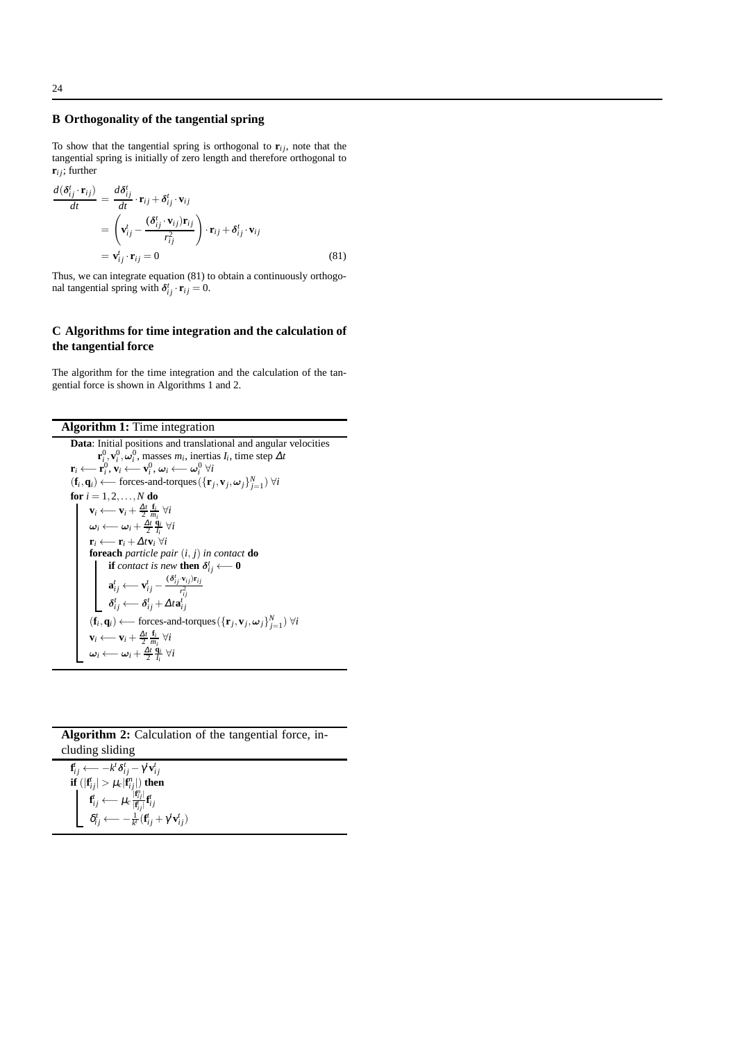## B Orthogonality of the tangential spring

To show that the tangential spring is orthogonal to $\mathbf{r}_{ij}$, note that the tangential spring is initially of zero length and therefore orthogonal to $\mathbf{r}_{ij}$; further

$$
\begin{aligned}
\frac{d(\boldsymbol{\delta}^t_{ij} \cdot \mathbf{r}_{ij})}{dt} &= \frac{d\boldsymbol{\delta}^t_{ij}}{dt} \cdot \mathbf{r}_{ij} + \boldsymbol{\delta}^t_{ij} \cdot \mathbf{v}_{ij} \\
&= \left( \mathbf{v}^t_{ij} - \frac{(\boldsymbol{\delta}^t_{ij} \cdot \mathbf{v}_{ij})\mathbf{r}_{ij}}{r^2_{ij}} \right) \cdot \mathbf{r}_{ij} + \boldsymbol{\delta}^t_{ij} \cdot \mathbf{v}_{ij} \\
&= \mathbf{v}^t_{ij} \cdot \mathbf{r}_{ij} = 0
\end{aligned}
\tag{81}
$$

Thus, we can integrate equation (81) to obtain a continuously orthogonal tangential spring with $\boldsymbol{\delta}^t_{ij} \cdot \mathbf{r}_{ij} = 0$.

## C Algorithms for time integration and the calculation of the tangential force

The algorithm for the time integration and the calculation of the tangential force is shown in Algorithms 1 and 2.

**Algorithm 1:** Time integration

```
Data: Initial positions and translational and angular velocities
      r_i^0, v_i^0, ω_i^0, masses m_i, inertias I_i, time step Δt
r_i ← r_i^0, v_i ← v_i^0, ω_i ← ω_i^0 ∀i
(f_i, q_i) ← forces-and-torques({r_j, v_j, ω_j}_{j=1}^N) ∀i
for i = 1, 2, ..., N do
    v_i ← v_i + (Δt/2)(f_i/m_i) ∀i
    ω_i ← ω_i + (Δt/2)(q_i/I_i) ∀i
    r_i ← r_i + Δt v_i ∀i
    foreach particle pair (i, j) in contact do
        if contact is new then δ_ij^t ← 0
        a_ij^t ← v_ij^t − ((δ_ij^t · v_ij) r_ij) / r_ij^2
        δ_ij^t ← δ_ij^t + Δt a_ij^t
    (f_i, q_i) ← forces-and-torques({r_j, v_j, ω_j}_{j=1}^N) ∀i
    v_i ← v_i + (Δt/2)(f_i/m_i) ∀i
    ω_i ← ω_i + (Δt/2)(q_i/I_i) ∀i
```

**Algorithm 2:** Calculation of the tangential force, including sliding

```
f_ij^t ← −k^t δ_ij^t − γ^t v_ij^t
if (|f_ij^t| > μ_c |f_ij^n|) then
    f_ij^t ← μ_c (|f_ij^n| / |f_ij^t|) f_ij^t
    δ_ij^t ← −(1/k^t)(f_ij^t + γ^t v_ij^t)
```